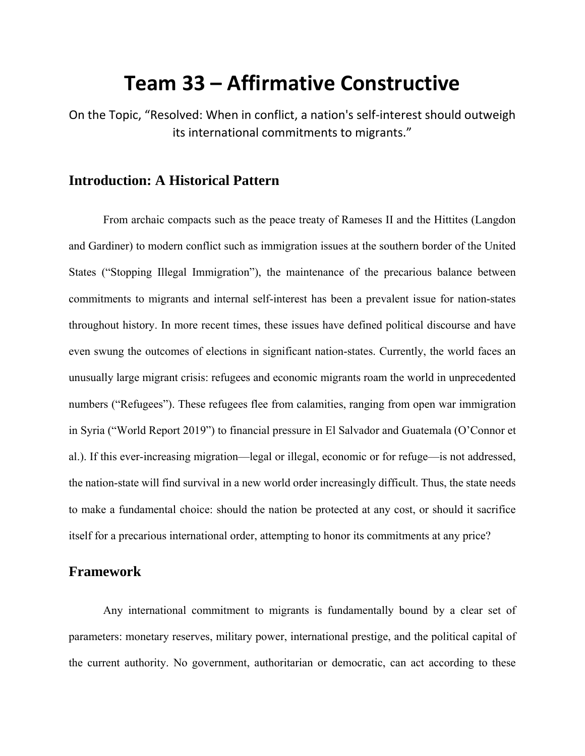# Team 33 – Affirmative Constructive

On the Topic, "Resolved: When in conflict, a nation's self-interest should outweigh its international commitments to migrants."

## Introduction: A Historical Pattern

From archaic compacts such as the peace treaty of Rameses II and the Hittites (Langdon and Gardiner) to modern conflict such as immigration issues at the southern border of the United States ("Stopping Illegal Immigration"), the maintenance of the precarious balance between commitments to migrants and internal self-interest has been a prevalent issue for nation-states throughout history. In more recent times, these issues have defined political discourse and have even swung the outcomes of elections in significant nation-states. Currently, the world faces an unusually large migrant crisis: refugees and economic migrants roam the world in unprecedented numbers ("Refugees"). These refugees flee from calamities, ranging from open war immigration in Syria ("World Report 2019") to financial pressure in El Salvador and Guatemala (O'Connor et al.). If this ever-increasing migration—legal or illegal, economic or for refuge—is not addressed, the nation-state will find survival in a new world order increasingly difficult. Thus, the state needs to make a fundamental choice: should the nation be protected at any cost, or should it sacrifice itself for a precarious international order, attempting to honor its commitments at any price?

## Framework

Any international commitment to migrants is fundamentally bound by a clear set of parameters: monetary reserves, military power, international prestige, and the political capital of the current authority. No government, authoritarian or democratic, can act according to these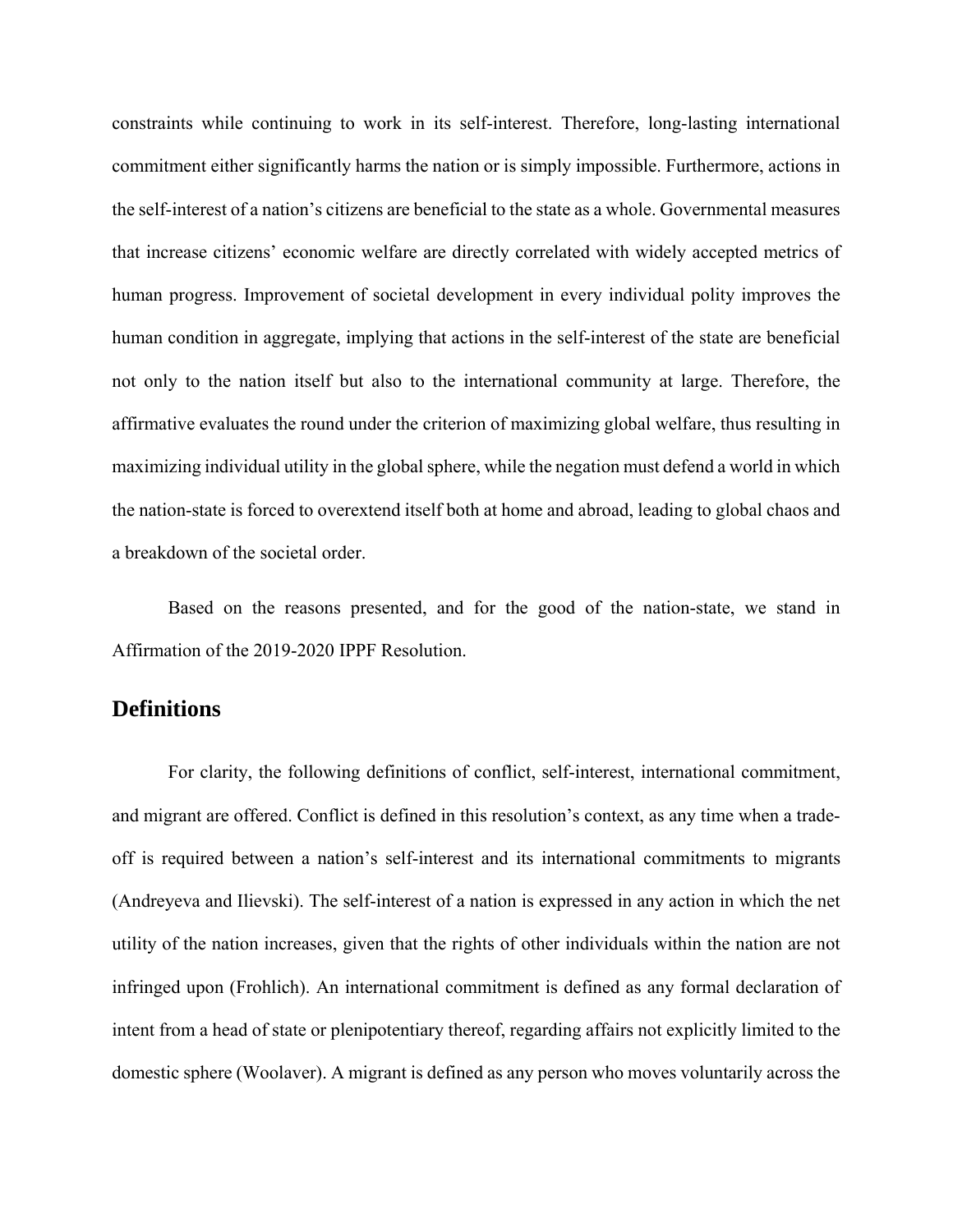constraints while continuing to work in its self-interest. Therefore, long-lasting international commitment either significantly harms the nation or is simply impossible. Furthermore, actions in the self-interest of a nation's citizens are beneficial to the state as a whole. Governmental measures that increase citizens' economic welfare are directly correlated with widely accepted metrics of human progress. Improvement of societal development in every individual polity improves the human condition in aggregate, implying that actions in the self-interest of the state are beneficial not only to the nation itself but also to the international community at large. Therefore, the affirmative evaluates the round under the criterion of maximizing global welfare, thus resulting in maximizing individual utility in the global sphere, while the negation must defend a world in which the nation-state is forced to overextend itself both at home and abroad, leading to global chaos and a breakdown of the societal order.

Based on the reasons presented, and for the good of the nation-state, we stand in Affirmation of the 2019-2020 IPPF Resolution.

## Definitions

For clarity, the following definitions of conflict, self-interest, international commitment, and migrant are offered. Conflict is defined in this resolution's context, as any time when a trade-off is required between a nation's self-interest and its international commitments to migrants (Andreyeva and Ilievski). The self-interest of a nation is expressed in any action in which the net utility of the nation increases, given that the rights of other individuals within the nation are not infringed upon (Frohlich). An international commitment is defined as any formal declaration of intent from a head of state or plenipotentiary thereof, regarding affairs not explicitly limited to the domestic sphere (Woolaver). A migrant is defined as any person who moves voluntarily across the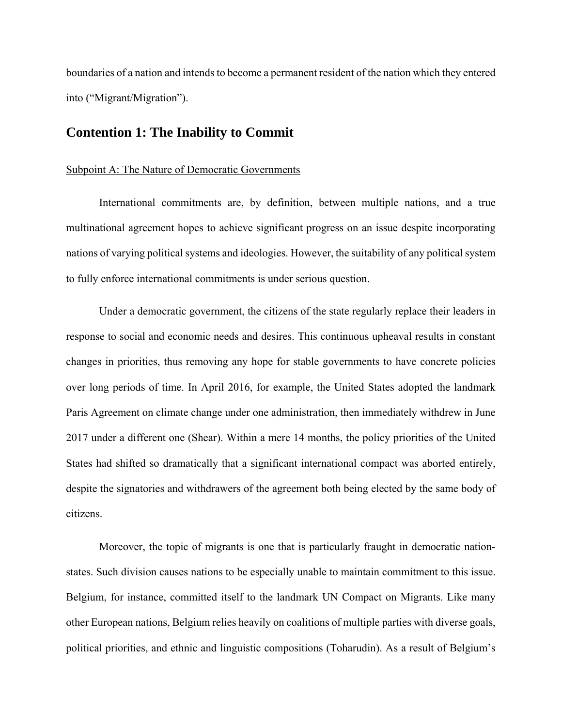boundaries of a nation and intends to become a permanent resident of the nation which they entered into ("Migrant/Migration").

## Contention 1: The Inability to Commit

Subpoint A: The Nature of Democratic Governments

International commitments are, by definition, between multiple nations, and a true multinational agreement hopes to achieve significant progress on an issue despite incorporating nations of varying political systems and ideologies. However, the suitability of any political system to fully enforce international commitments is under serious question.

Under a democratic government, the citizens of the state regularly replace their leaders in response to social and economic needs and desires. This continuous upheaval results in constant changes in priorities, thus removing any hope for stable governments to have concrete policies over long periods of time. In April 2016, for example, the United States adopted the landmark Paris Agreement on climate change under one administration, then immediately withdrew in June 2017 under a different one (Shear). Within a mere 14 months, the policy priorities of the United States had shifted so dramatically that a significant international compact was aborted entirely, despite the signatories and withdrawers of the agreement both being elected by the same body of citizens.

Moreover, the topic of migrants is one that is particularly fraught in democratic nation-states. Such division causes nations to be especially unable to maintain commitment to this issue. Belgium, for instance, committed itself to the landmark UN Compact on Migrants. Like many other European nations, Belgium relies heavily on coalitions of multiple parties with diverse goals, political priorities, and ethnic and linguistic compositions (Toharudin). As a result of Belgium's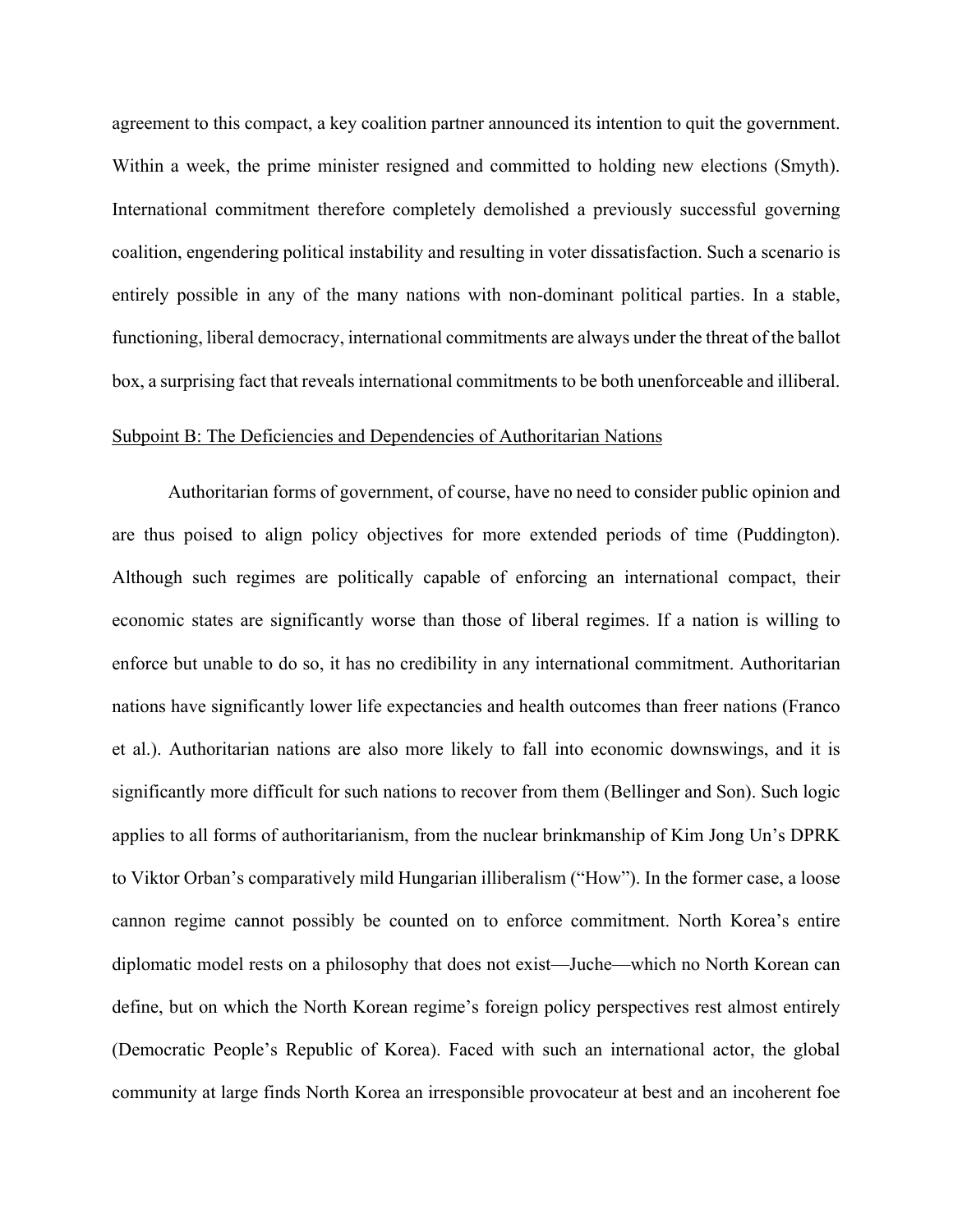agreement to this compact, a key coalition partner announced its intention to quit the government. Within a week, the prime minister resigned and committed to holding new elections (Smyth). International commitment therefore completely demolished a previously successful governing coalition, engendering political instability and resulting in voter dissatisfaction. Such a scenario is entirely possible in any of the many nations with non-dominant political parties. In a stable, functioning, liberal democracy, international commitments are always under the threat of the ballot box, a surprising fact that reveals international commitments to be both unenforceable and illiberal.

Subpoint B: The Deficiencies and Dependencies of Authoritarian Nations

Authoritarian forms of government, of course, have no need to consider public opinion and are thus poised to align policy objectives for more extended periods of time (Puddington). Although such regimes are politically capable of enforcing an international compact, their economic states are significantly worse than those of liberal regimes. If a nation is willing to enforce but unable to do so, it has no credibility in any international commitment. Authoritarian nations have significantly lower life expectancies and health outcomes than freer nations (Franco et al.). Authoritarian nations are also more likely to fall into economic downswings, and it is significantly more difficult for such nations to recover from them (Bellinger and Son). Such logic applies to all forms of authoritarianism, from the nuclear brinkmanship of Kim Jong Un's DPRK to Viktor Orban's comparatively mild Hungarian illiberalism ("How"). In the former case, a loose cannon regime cannot possibly be counted on to enforce commitment. North Korea's entire diplomatic model rests on a philosophy that does not exist—Juche—which no North Korean can define, but on which the North Korean regime's foreign policy perspectives rest almost entirely (Democratic People's Republic of Korea). Faced with such an international actor, the global community at large finds North Korea an irresponsible provocateur at best and an incoherent foe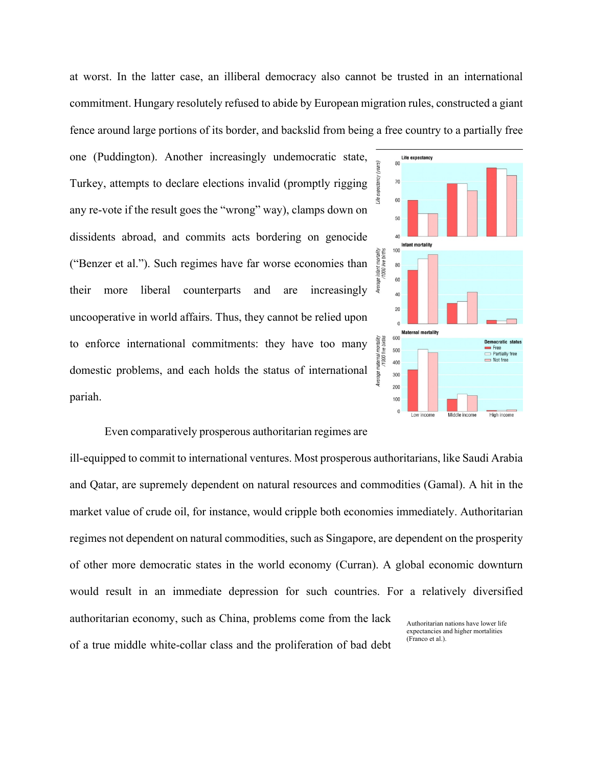at worst. In the latter case, an illiberal democracy also cannot be trusted in an international commitment. Hungary resolutely refused to abide by European migration rules, constructed a giant fence around large portions of its border, and backslid from being a free country to a partially free one (Puddington). Another increasingly undemocratic state, Turkey, attempts to declare elections invalid (promptly rigging any re-vote if the result goes the "wrong" way), clamps down on dissidents abroad, and commits acts bordering on genocide ("Benzer et al."). Such regimes have far worse economies than their more liberal counterparts and are increasingly uncooperative in world affairs. Thus, they cannot be relied upon to enforce international commitments: they have too many domestic problems, and each holds the status of international pariah.

Even comparatively prosperous authoritarian regimes are ill-equipped to commit to international ventures. Most prosperous authoritarians, like Saudi Arabia and Qatar, are supremely dependent on natural resources and commodities (Gamal). A hit in the market value of crude oil, for instance, would cripple both economies immediately. Authoritarian regimes not dependent on natural commodities, such as Singapore, are dependent on the prosperity of other more democratic states in the world economy (Curran). A global economic downturn would result in an immediate depression for such countries. For a relatively diversified authoritarian economy, such as China, problems come from the lack of a true middle white-collar class and the proliferation of bad debt

Authoritarian nations have lower life expectancies and higher mortalities (Franco et al.).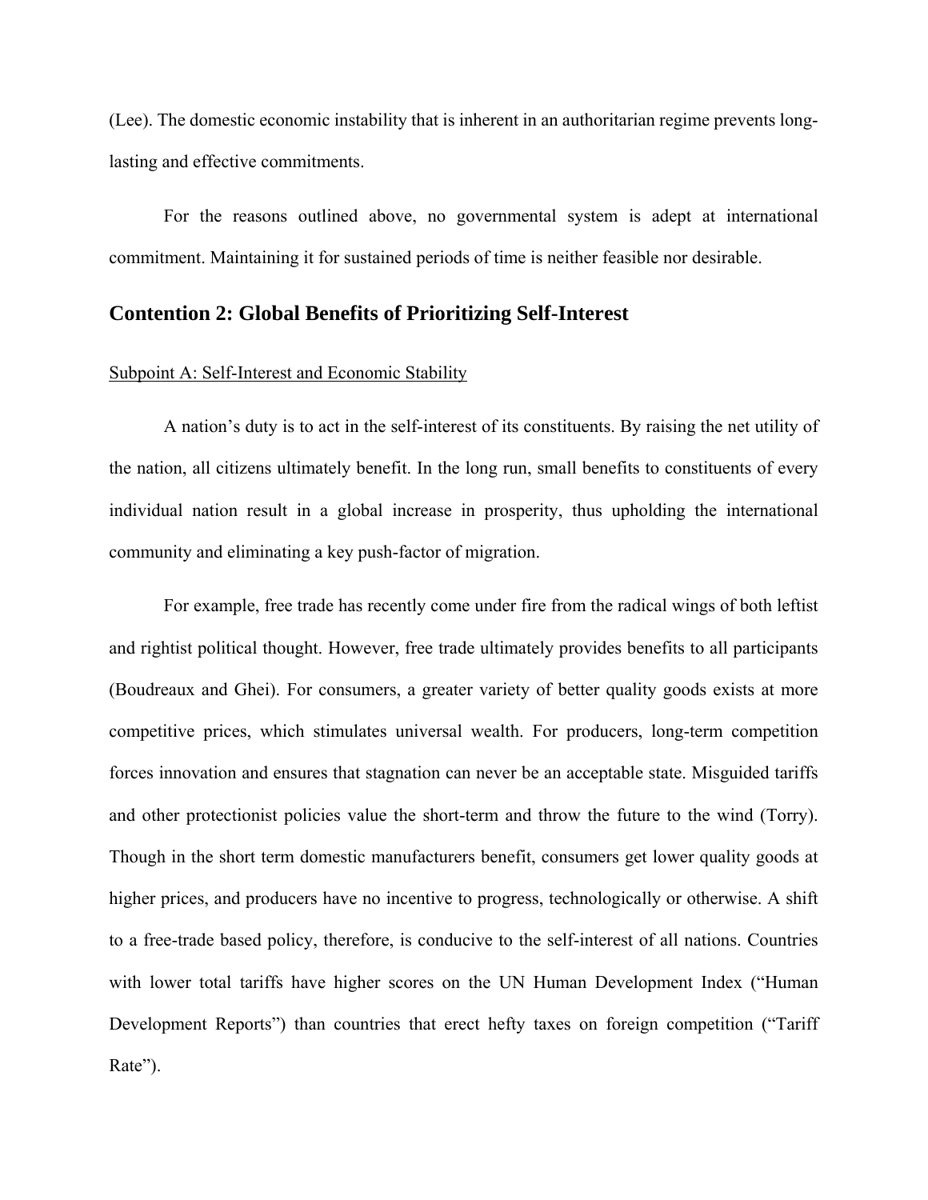(Lee). The domestic economic instability that is inherent in an authoritarian regime prevents long-lasting and effective commitments.

For the reasons outlined above, no governmental system is adept at international commitment. Maintaining it for sustained periods of time is neither feasible nor desirable.

## Contention 2: Global Benefits of Prioritizing Self-Interest

<u>Subpoint A: Self-Interest and Economic Stability</u>

A nation's duty is to act in the self-interest of its constituents. By raising the net utility of the nation, all citizens ultimately benefit. In the long run, small benefits to constituents of every individual nation result in a global increase in prosperity, thus upholding the international community and eliminating a key push-factor of migration.

For example, free trade has recently come under fire from the radical wings of both leftist and rightist political thought. However, free trade ultimately provides benefits to all participants (Boudreaux and Ghei). For consumers, a greater variety of better quality goods exists at more competitive prices, which stimulates universal wealth. For producers, long-term competition forces innovation and ensures that stagnation can never be an acceptable state. Misguided tariffs and other protectionist policies value the short-term and throw the future to the wind (Torry). Though in the short term domestic manufacturers benefit, consumers get lower quality goods at higher prices, and producers have no incentive to progress, technologically or otherwise. A shift to a free-trade based policy, therefore, is conducive to the self-interest of all nations. Countries with lower total tariffs have higher scores on the UN Human Development Index ("Human Development Reports") than countries that erect hefty taxes on foreign competition ("Tariff Rate").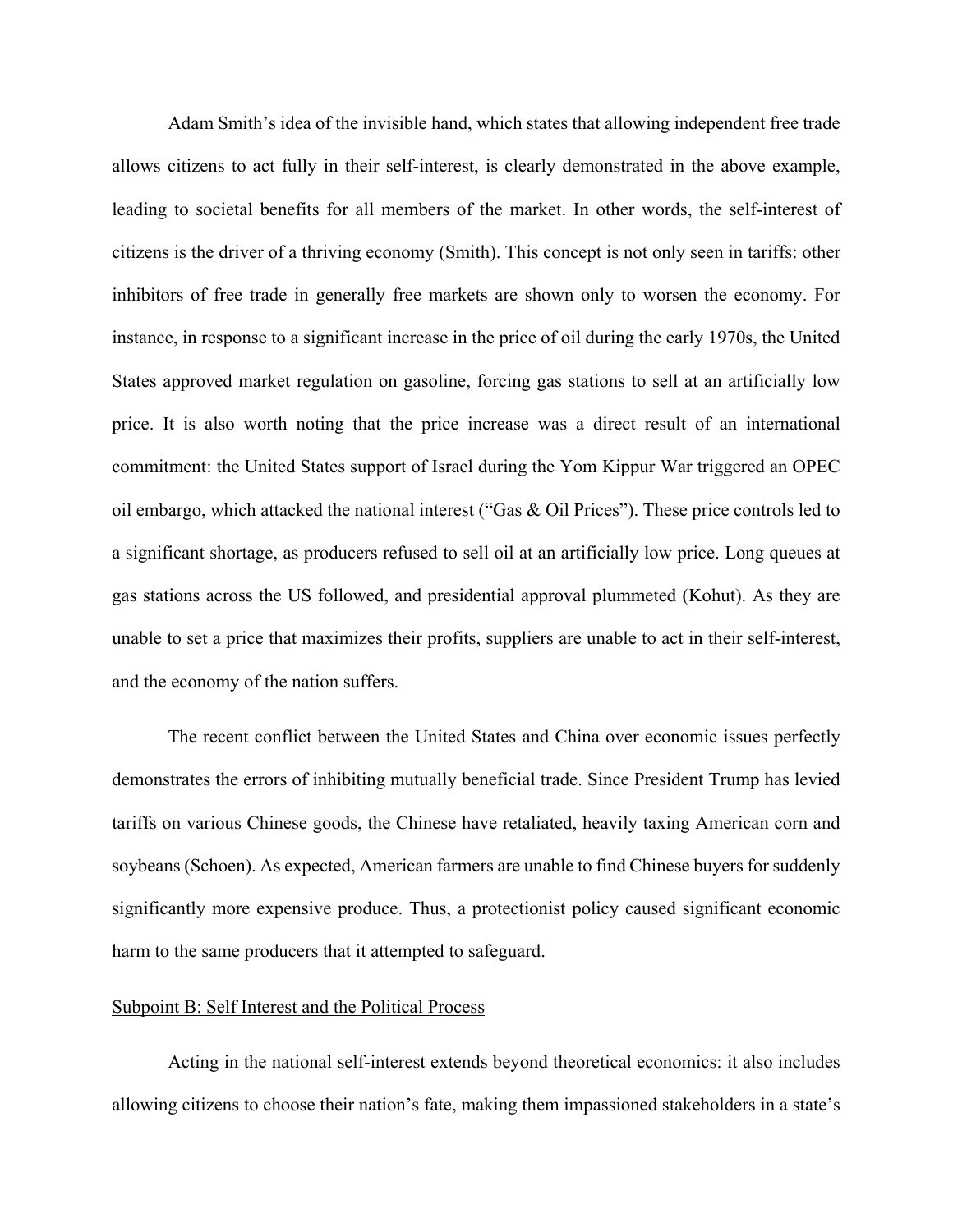Adam Smith's idea of the invisible hand, which states that allowing independent free trade allows citizens to act fully in their self-interest, is clearly demonstrated in the above example, leading to societal benefits for all members of the market. In other words, the self-interest of citizens is the driver of a thriving economy (Smith). This concept is not only seen in tariffs: other inhibitors of free trade in generally free markets are shown only to worsen the economy. For instance, in response to a significant increase in the price of oil during the early 1970s, the United States approved market regulation on gasoline, forcing gas stations to sell at an artificially low price. It is also worth noting that the price increase was a direct result of an international commitment: the United States support of Israel during the Yom Kippur War triggered an OPEC oil embargo, which attacked the national interest ("Gas & Oil Prices"). These price controls led to a significant shortage, as producers refused to sell oil at an artificially low price. Long queues at gas stations across the US followed, and presidential approval plummeted (Kohut). As they are unable to set a price that maximizes their profits, suppliers are unable to act in their self-interest, and the economy of the nation suffers.

The recent conflict between the United States and China over economic issues perfectly demonstrates the errors of inhibiting mutually beneficial trade. Since President Trump has levied tariffs on various Chinese goods, the Chinese have retaliated, heavily taxing American corn and soybeans (Schoen). As expected, American farmers are unable to find Chinese buyers for suddenly significantly more expensive produce. Thus, a protectionist policy caused significant economic harm to the same producers that it attempted to safeguard.

<u>Subpoint B: Self Interest and the Political Process</u>

Acting in the national self-interest extends beyond theoretical economics: it also includes allowing citizens to choose their nation's fate, making them impassioned stakeholders in a state's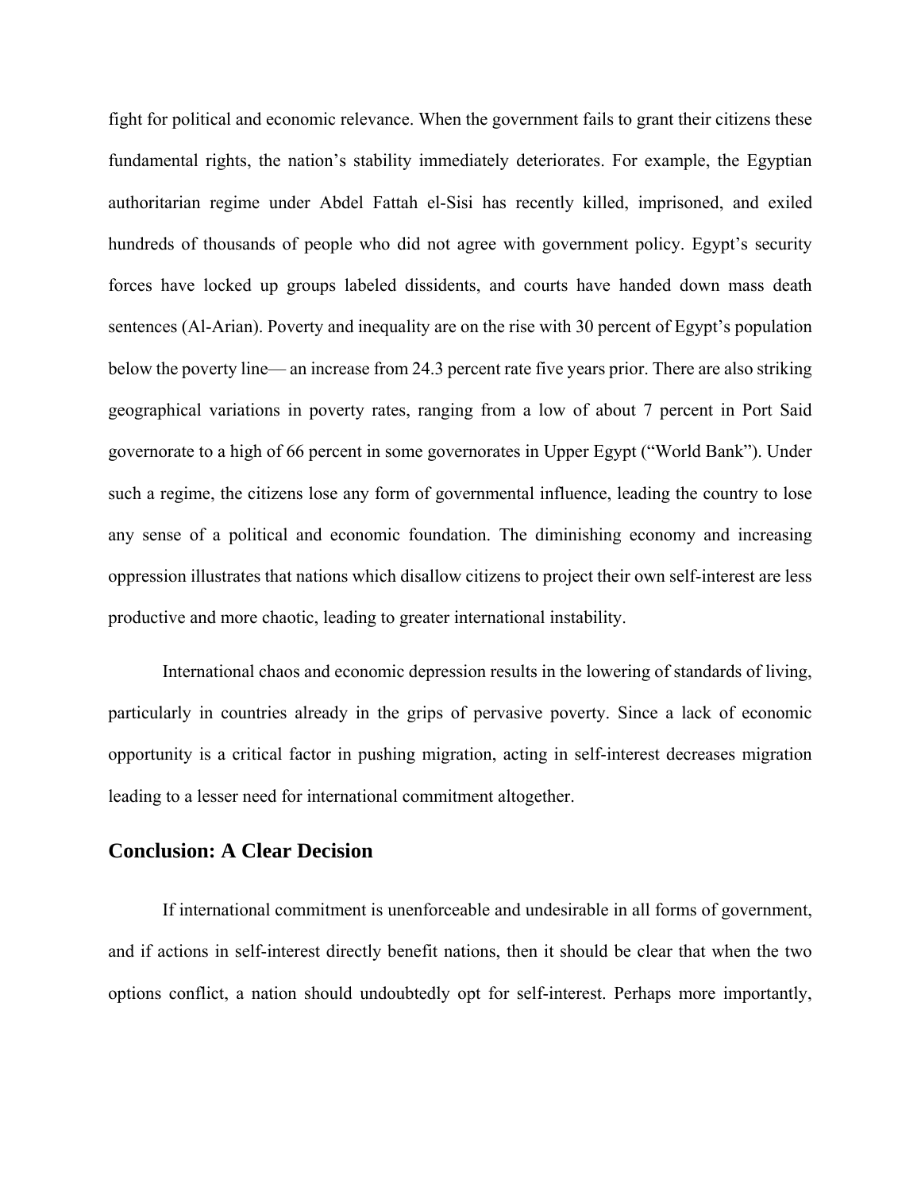fight for political and economic relevance. When the government fails to grant their citizens these fundamental rights, the nation's stability immediately deteriorates. For example, the Egyptian authoritarian regime under Abdel Fattah el-Sisi has recently killed, imprisoned, and exiled hundreds of thousands of people who did not agree with government policy. Egypt's security forces have locked up groups labeled dissidents, and courts have handed down mass death sentences (Al-Arian). Poverty and inequality are on the rise with 30 percent of Egypt's population below the poverty line— an increase from 24.3 percent rate five years prior. There are also striking geographical variations in poverty rates, ranging from a low of about 7 percent in Port Said governorate to a high of 66 percent in some governorates in Upper Egypt ("World Bank"). Under such a regime, the citizens lose any form of governmental influence, leading the country to lose any sense of a political and economic foundation. The diminishing economy and increasing oppression illustrates that nations which disallow citizens to project their own self-interest are less productive and more chaotic, leading to greater international instability.

International chaos and economic depression results in the lowering of standards of living, particularly in countries already in the grips of pervasive poverty. Since a lack of economic opportunity is a critical factor in pushing migration, acting in self-interest decreases migration leading to a lesser need for international commitment altogether.

## Conclusion: A Clear Decision

If international commitment is unenforceable and undesirable in all forms of government, and if actions in self-interest directly benefit nations, then it should be clear that when the two options conflict, a nation should undoubtedly opt for self-interest. Perhaps more importantly,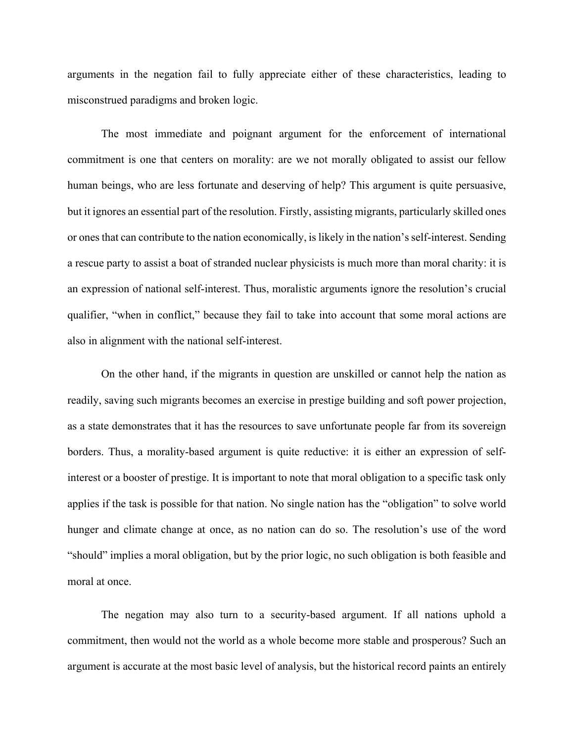arguments in the negation fail to fully appreciate either of these characteristics, leading to misconstrued paradigms and broken logic.

The most immediate and poignant argument for the enforcement of international commitment is one that centers on morality: are we not morally obligated to assist our fellow human beings, who are less fortunate and deserving of help? This argument is quite persuasive, but it ignores an essential part of the resolution. Firstly, assisting migrants, particularly skilled ones or ones that can contribute to the nation economically, is likely in the nation's self-interest. Sending a rescue party to assist a boat of stranded nuclear physicists is much more than moral charity: it is an expression of national self-interest. Thus, moralistic arguments ignore the resolution's crucial qualifier, "when in conflict," because they fail to take into account that some moral actions are also in alignment with the national self-interest.

On the other hand, if the migrants in question are unskilled or cannot help the nation as readily, saving such migrants becomes an exercise in prestige building and soft power projection, as a state demonstrates that it has the resources to save unfortunate people far from its sovereign borders. Thus, a morality-based argument is quite reductive: it is either an expression of self-interest or a booster of prestige. It is important to note that moral obligation to a specific task only applies if the task is possible for that nation. No single nation has the "obligation" to solve world hunger and climate change at once, as no nation can do so. The resolution's use of the word "should" implies a moral obligation, but by the prior logic, no such obligation is both feasible and moral at once.

The negation may also turn to a security-based argument. If all nations uphold a commitment, then would not the world as a whole become more stable and prosperous? Such an argument is accurate at the most basic level of analysis, but the historical record paints an entirely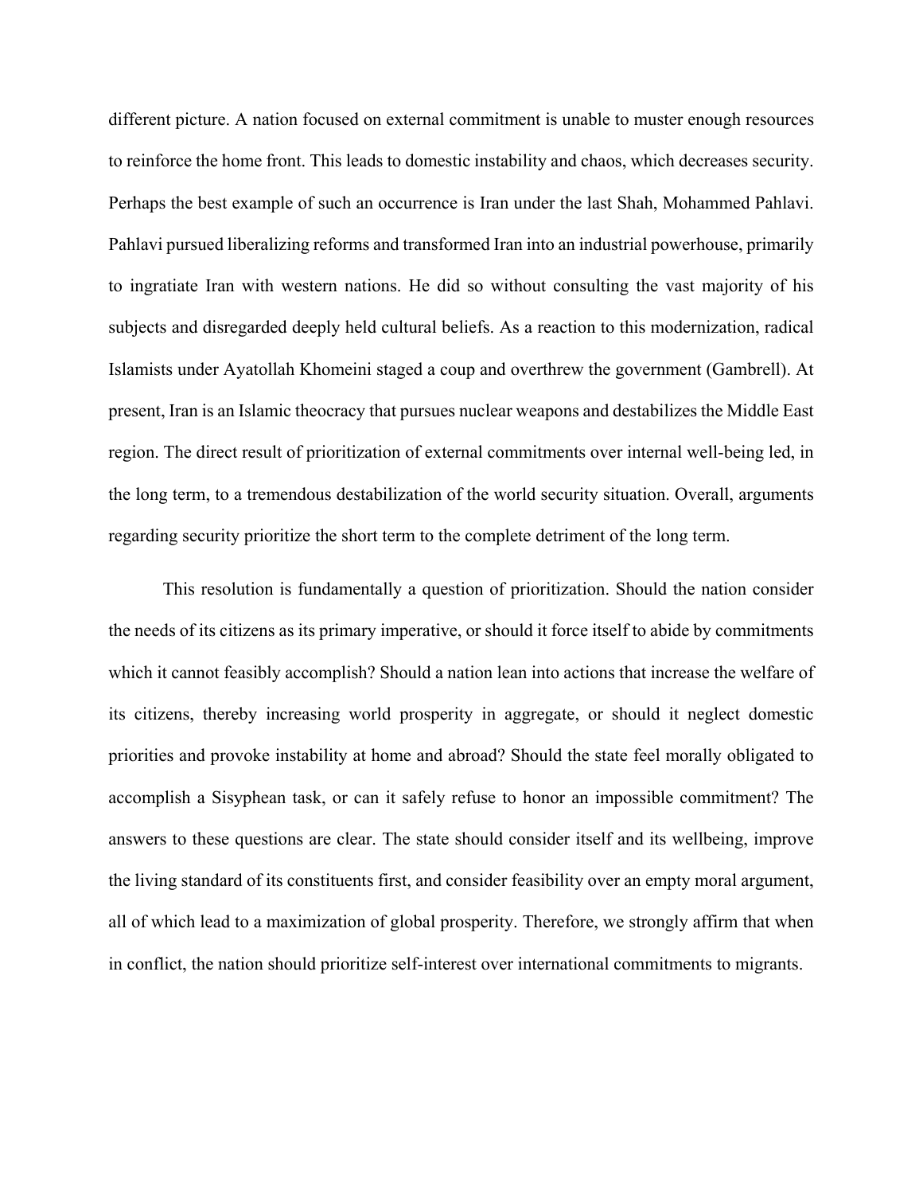different picture. A nation focused on external commitment is unable to muster enough resources to reinforce the home front. This leads to domestic instability and chaos, which decreases security. Perhaps the best example of such an occurrence is Iran under the last Shah, Mohammed Pahlavi. Pahlavi pursued liberalizing reforms and transformed Iran into an industrial powerhouse, primarily to ingratiate Iran with western nations. He did so without consulting the vast majority of his subjects and disregarded deeply held cultural beliefs. As a reaction to this modernization, radical Islamists under Ayatollah Khomeini staged a coup and overthrew the government (Gambrell). At present, Iran is an Islamic theocracy that pursues nuclear weapons and destabilizes the Middle East region. The direct result of prioritization of external commitments over internal well-being led, in the long term, to a tremendous destabilization of the world security situation. Overall, arguments regarding security prioritize the short term to the complete detriment of the long term.

This resolution is fundamentally a question of prioritization. Should the nation consider the needs of its citizens as its primary imperative, or should it force itself to abide by commitments which it cannot feasibly accomplish? Should a nation lean into actions that increase the welfare of its citizens, thereby increasing world prosperity in aggregate, or should it neglect domestic priorities and provoke instability at home and abroad? Should the state feel morally obligated to accomplish a Sisyphean task, or can it safely refuse to honor an impossible commitment? The answers to these questions are clear. The state should consider itself and its wellbeing, improve the living standard of its constituents first, and consider feasibility over an empty moral argument, all of which lead to a maximization of global prosperity. Therefore, we strongly affirm that when in conflict, the nation should prioritize self-interest over international commitments to migrants.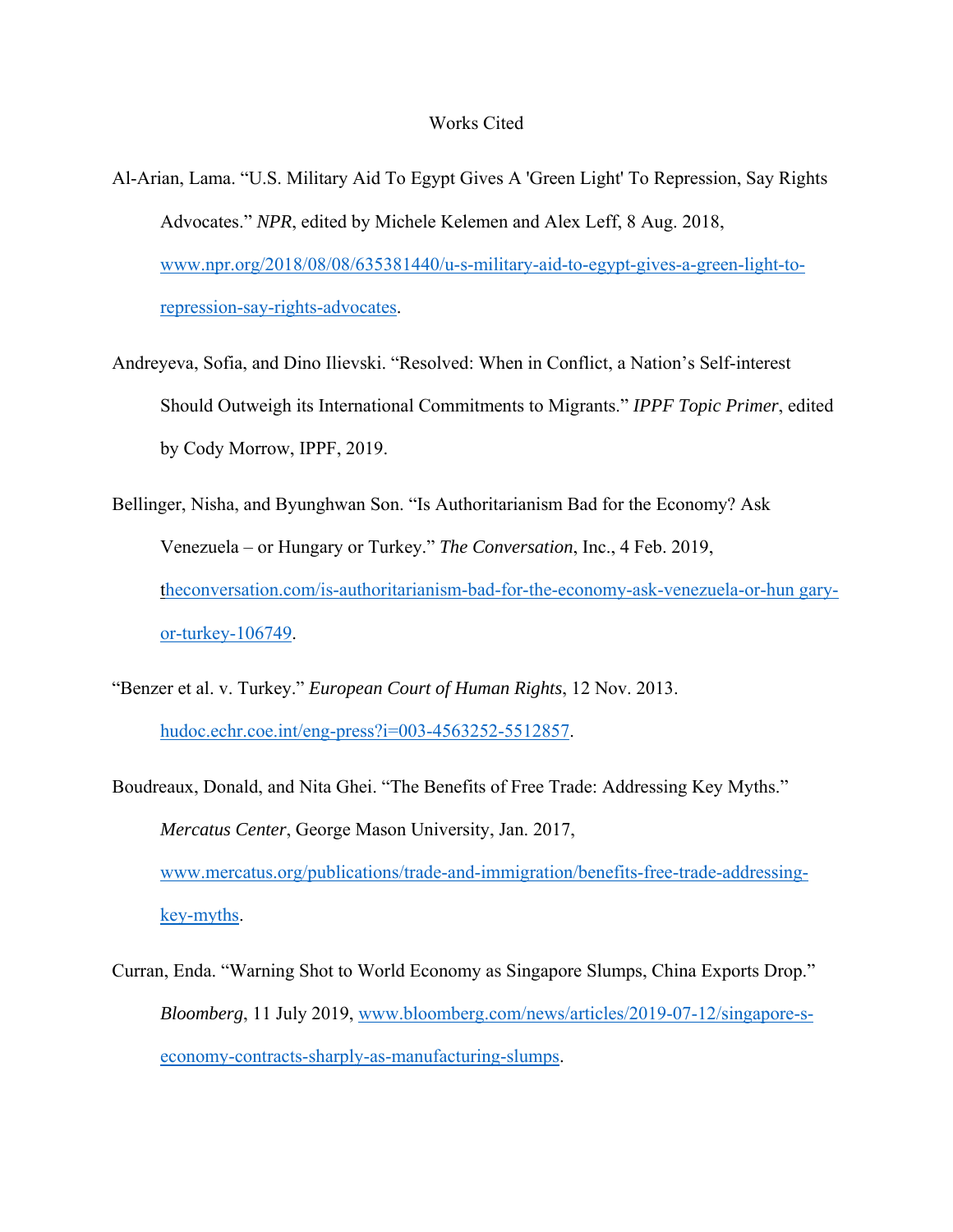# Works Cited

Al-Arian, Lama. "U.S. Military Aid To Egypt Gives A 'Green Light' To Repression, Say Rights Advocates." *NPR*, edited by Michele Kelemen and Alex Leff, 8 Aug. 2018, www.npr.org/2018/08/08/635381440/u-s-military-aid-to-egypt-gives-a-green-light-to-repression-say-rights-advocates.

Andreyeva, Sofia, and Dino Ilievski. "Resolved: When in Conflict, a Nation's Self-interest Should Outweigh its International Commitments to Migrants." *IPPF Topic Primer*, edited by Cody Morrow, IPPF, 2019.

Bellinger, Nisha, and Byunghwan Son. "Is Authoritarianism Bad for the Economy? Ask Venezuela – or Hungary or Turkey." *The Conversation*, Inc., 4 Feb. 2019, theconversation.com/is-authoritarianism-bad-for-the-economy-ask-venezuela-or-hun gary-or-turkey-106749.

"Benzer et al. v. Turkey." *European Court of Human Rights*, 12 Nov. 2013. hudoc.echr.coe.int/eng-press?i=003-4563252-5512857.

Boudreaux, Donald, and Nita Ghei. "The Benefits of Free Trade: Addressing Key Myths." *Mercatus Center*, George Mason University, Jan. 2017, www.mercatus.org/publications/trade-and-immigration/benefits-free-trade-addressing-key-myths.

Curran, Enda. "Warning Shot to World Economy as Singapore Slumps, China Exports Drop." *Bloomberg*, 11 July 2019, www.bloomberg.com/news/articles/2019-07-12/singapore-s-economy-contracts-sharply-as-manufacturing-slumps.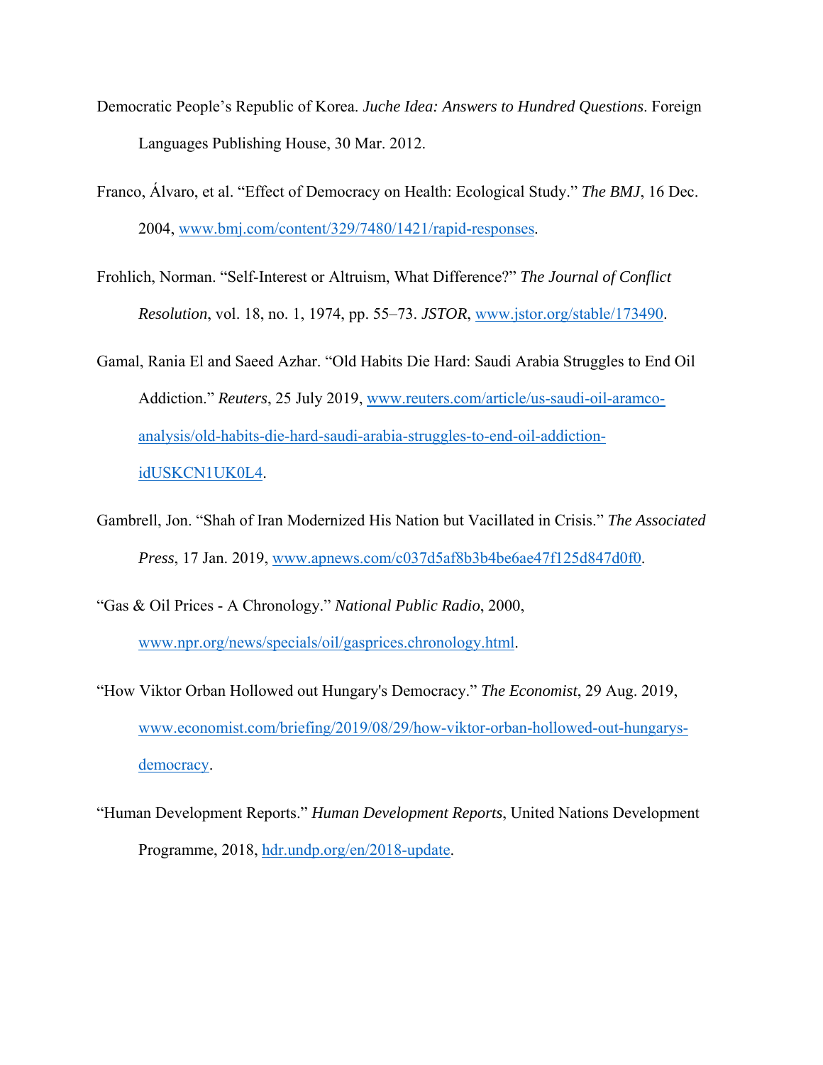Democratic People's Republic of Korea. *Juche Idea: Answers to Hundred Questions*. Foreign Languages Publishing House, 30 Mar. 2012.

Franco, Álvaro, et al. "Effect of Democracy on Health: Ecological Study." *The BMJ*, 16 Dec. 2004, www.bmj.com/content/329/7480/1421/rapid-responses.

Frohlich, Norman. "Self-Interest or Altruism, What Difference?" *The Journal of Conflict Resolution*, vol. 18, no. 1, 1974, pp. 55–73. *JSTOR*, www.jstor.org/stable/173490.

Gamal, Rania El and Saeed Azhar. "Old Habits Die Hard: Saudi Arabia Struggles to End Oil Addiction." *Reuters*, 25 July 2019, www.reuters.com/article/us-saudi-oil-aramco-analysis/old-habits-die-hard-saudi-arabia-struggles-to-end-oil-addiction-idUSKCN1UK0L4.

Gambrell, Jon. "Shah of Iran Modernized His Nation but Vacillated in Crisis." *The Associated Press*, 17 Jan. 2019, www.apnews.com/c037d5af8b3b4be6ae47f125d847d0f0.

"Gas & Oil Prices - A Chronology." *National Public Radio*, 2000, www.npr.org/news/specials/oil/gasprices.chronology.html.

"How Viktor Orban Hollowed out Hungary's Democracy." *The Economist*, 29 Aug. 2019, www.economist.com/briefing/2019/08/29/how-viktor-orban-hollowed-out-hungarys-democracy.

"Human Development Reports." *Human Development Reports*, United Nations Development Programme, 2018, hdr.undp.org/en/2018-update.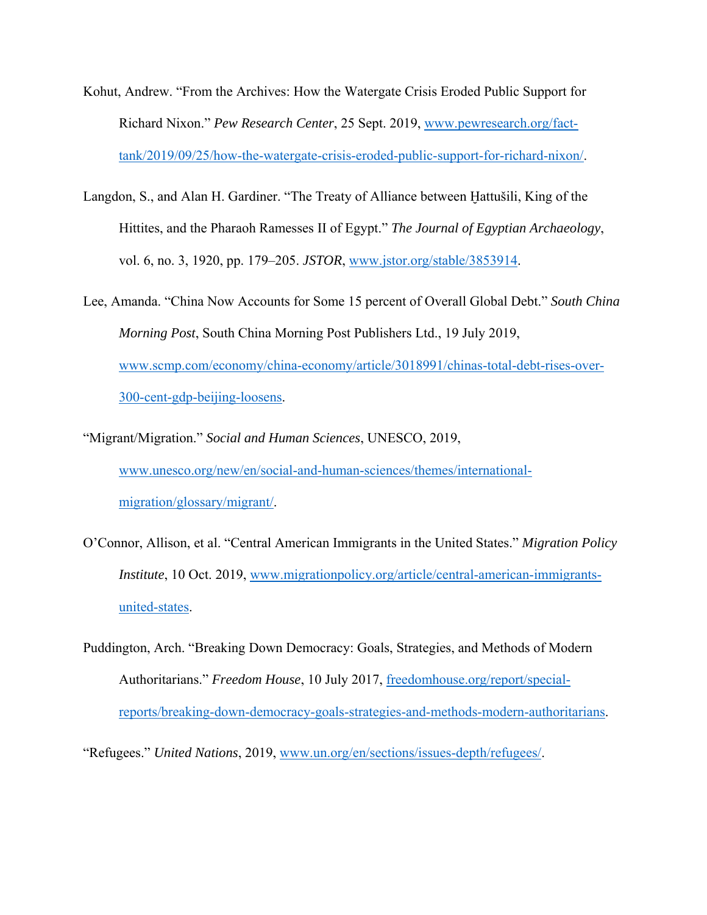Kohut, Andrew. "From the Archives: How the Watergate Crisis Eroded Public Support for Richard Nixon." *Pew Research Center*, 25 Sept. 2019, www.pewresearch.org/fact-tank/2019/09/25/how-the-watergate-crisis-eroded-public-support-for-richard-nixon/.

Langdon, S., and Alan H. Gardiner. "The Treaty of Alliance between Ḫattušili, King of the Hittites, and the Pharaoh Ramesses II of Egypt." *The Journal of Egyptian Archaeology*, vol. 6, no. 3, 1920, pp. 179–205. *JSTOR*, www.jstor.org/stable/3853914.

Lee, Amanda. "China Now Accounts for Some 15 percent of Overall Global Debt." *South China Morning Post*, South China Morning Post Publishers Ltd., 19 July 2019, www.scmp.com/economy/china-economy/article/3018991/chinas-total-debt-rises-over-300-cent-gdp-beijing-loosens.

"Migrant/Migration." *Social and Human Sciences*, UNESCO, 2019, www.unesco.org/new/en/social-and-human-sciences/themes/international-migration/glossary/migrant/.

O'Connor, Allison, et al. "Central American Immigrants in the United States." *Migration Policy Institute*, 10 Oct. 2019, www.migrationpolicy.org/article/central-american-immigrants-united-states.

Puddington, Arch. "Breaking Down Democracy: Goals, Strategies, and Methods of Modern Authoritarians." *Freedom House*, 10 July 2017, freedomhouse.org/report/special-reports/breaking-down-democracy-goals-strategies-and-methods-modern-authoritarians.

"Refugees." *United Nations*, 2019, www.un.org/en/sections/issues-depth/refugees/.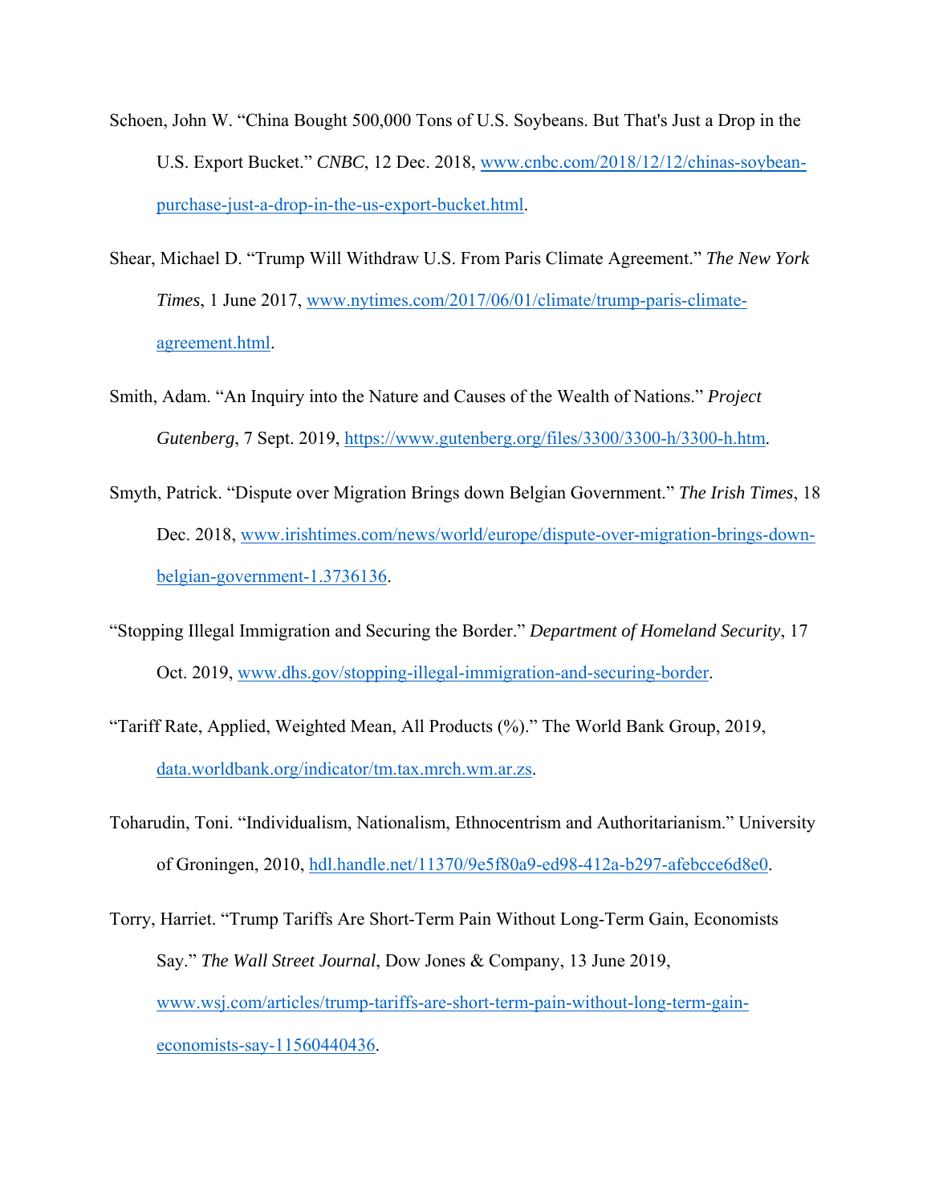Schoen, John W. "China Bought 500,000 Tons of U.S. Soybeans. But That's Just a Drop in the U.S. Export Bucket." *CNBC*, 12 Dec. 2018, www.cnbc.com/2018/12/12/chinas-soybean-purchase-just-a-drop-in-the-us-export-bucket.html.

Shear, Michael D. "Trump Will Withdraw U.S. From Paris Climate Agreement." *The New York Times*, 1 June 2017, www.nytimes.com/2017/06/01/climate/trump-paris-climate-agreement.html.

Smith, Adam. "An Inquiry into the Nature and Causes of the Wealth of Nations." *Project Gutenberg*, 7 Sept. 2019, https://www.gutenberg.org/files/3300/3300-h/3300-h.htm.

Smyth, Patrick. "Dispute over Migration Brings down Belgian Government." *The Irish Times*, 18 Dec. 2018, www.irishtimes.com/news/world/europe/dispute-over-migration-brings-down-belgian-government-1.3736136.

"Stopping Illegal Immigration and Securing the Border." *Department of Homeland Security*, 17 Oct. 2019, www.dhs.gov/stopping-illegal-immigration-and-securing-border.

"Tariff Rate, Applied, Weighted Mean, All Products (%)." The World Bank Group, 2019, data.worldbank.org/indicator/tm.tax.mrch.wm.ar.zs.

Toharudin, Toni. "Individualism, Nationalism, Ethnocentrism and Authoritarianism." University of Groningen, 2010, hdl.handle.net/11370/9e5f80a9-ed98-412a-b297-afebcce6d8e0.

Torry, Harriet. "Trump Tariffs Are Short-Term Pain Without Long-Term Gain, Economists Say." *The Wall Street Journal*, Dow Jones & Company, 13 June 2019, www.wsj.com/articles/trump-tariffs-are-short-term-pain-without-long-term-gain-economists-say-11560440436.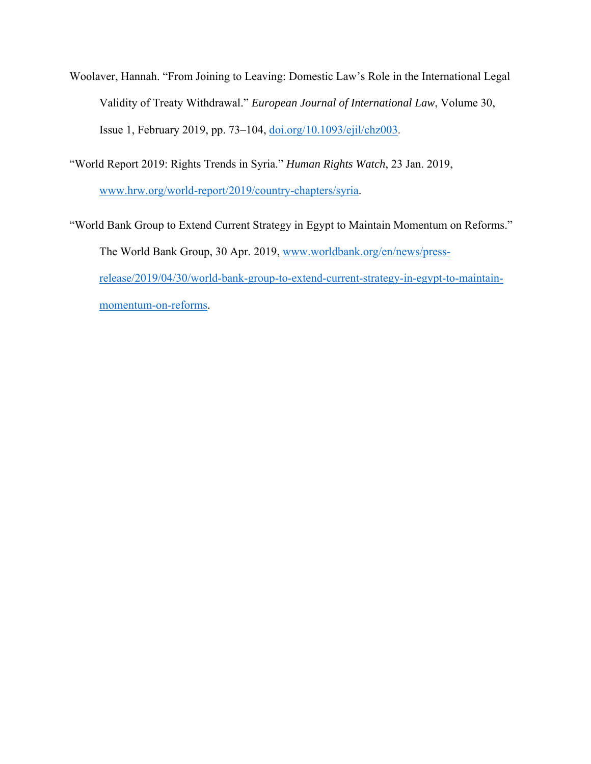Woolaver, Hannah. “From Joining to Leaving: Domestic Law’s Role in the International Legal Validity of Treaty Withdrawal.” *European Journal of International Law*, Volume 30, Issue 1, February 2019, pp. 73–104, [doi.org/10.1093/ejil/chz003](https://doi.org/10.1093/ejil/chz003).

“World Report 2019: Rights Trends in Syria.” *Human Rights Watch*, 23 Jan. 2019, [www.hrw.org/world-report/2019/country-chapters/syria](https://www.hrw.org/world-report/2019/country-chapters/syria).

“World Bank Group to Extend Current Strategy in Egypt to Maintain Momentum on Reforms.” The World Bank Group, 30 Apr. 2019, [www.worldbank.org/en/news/press-release/2019/04/30/world-bank-group-to-extend-current-strategy-in-egypt-to-maintain-momentum-on-reforms](https://www.worldbank.org/en/news/press-release/2019/04/30/world-bank-group-to-extend-current-strategy-in-egypt-to-maintain-momentum-on-reforms).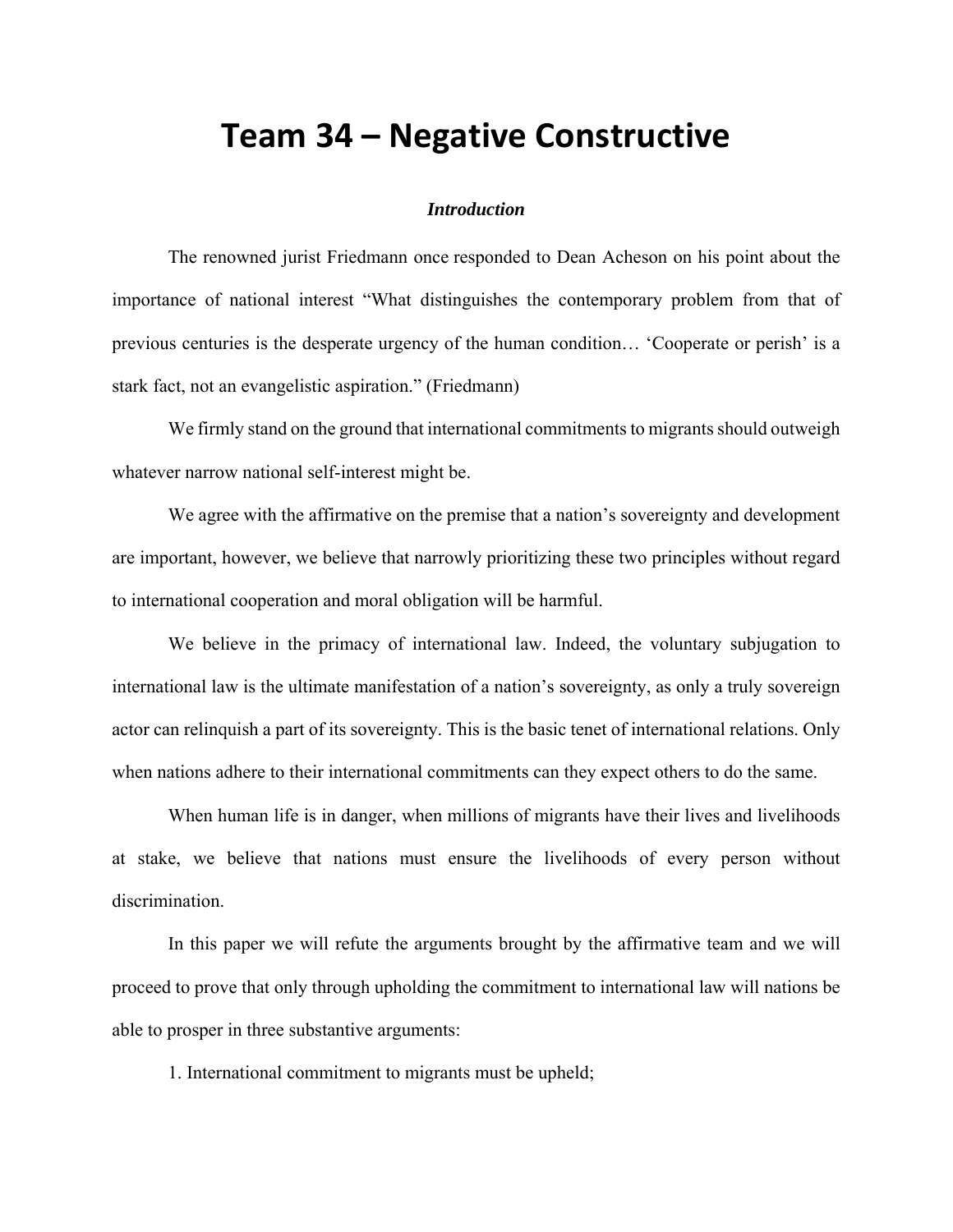# Team 34 – Negative Constructive

***Introduction***

The renowned jurist Friedmann once responded to Dean Acheson on his point about the importance of national interest "What distinguishes the contemporary problem from that of previous centuries is the desperate urgency of the human condition… 'Cooperate or perish' is a stark fact, not an evangelistic aspiration." (Friedmann)

We firmly stand on the ground that international commitments to migrants should outweigh whatever narrow national self-interest might be.

We agree with the affirmative on the premise that a nation's sovereignty and development are important, however, we believe that narrowly prioritizing these two principles without regard to international cooperation and moral obligation will be harmful.

We believe in the primacy of international law. Indeed, the voluntary subjugation to international law is the ultimate manifestation of a nation's sovereignty, as only a truly sovereign actor can relinquish a part of its sovereignty. This is the basic tenet of international relations. Only when nations adhere to their international commitments can they expect others to do the same.

When human life is in danger, when millions of migrants have their lives and livelihoods at stake, we believe that nations must ensure the livelihoods of every person without discrimination.

In this paper we will refute the arguments brought by the affirmative team and we will proceed to prove that only through upholding the commitment to international law will nations be able to prosper in three substantive arguments:

1. International commitment to migrants must be upheld;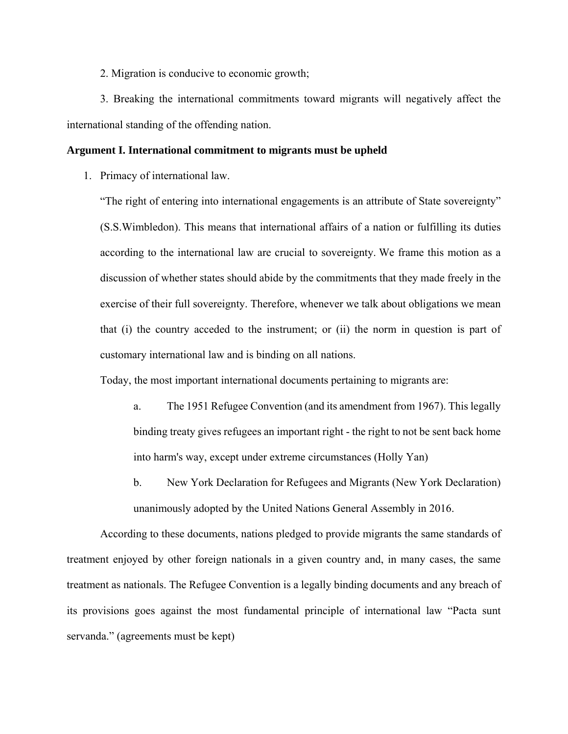2. Migration is conducive to economic growth;

3. Breaking the international commitments toward migrants will negatively affect the international standing of the offending nation.

**Argument I. International commitment to migrants must be upheld**

1. Primacy of international law.

   "The right of entering into international engagements is an attribute of State sovereignty" (S.S.Wimbledon). This means that international affairs of a nation or fulfilling its duties according to the international law are crucial to sovereignty. We frame this motion as a discussion of whether states should abide by the commitments that they made freely in the exercise of their full sovereignty. Therefore, whenever we talk about obligations we mean that (i) the country acceded to the instrument; or (ii) the norm in question is part of customary international law and is binding on all nations.

   Today, the most important international documents pertaining to migrants are:

   a. The 1951 Refugee Convention (and its amendment from 1967). This legally binding treaty gives refugees an important right - the right to not be sent back home into harm's way, except under extreme circumstances (Holly Yan)

   b. New York Declaration for Refugees and Migrants (New York Declaration) unanimously adopted by the United Nations General Assembly in 2016.

According to these documents, nations pledged to provide migrants the same standards of treatment enjoyed by other foreign nationals in a given country and, in many cases, the same treatment as nationals. The Refugee Convention is a legally binding documents and any breach of its provisions goes against the most fundamental principle of international law "Pacta sunt servanda." (agreements must be kept)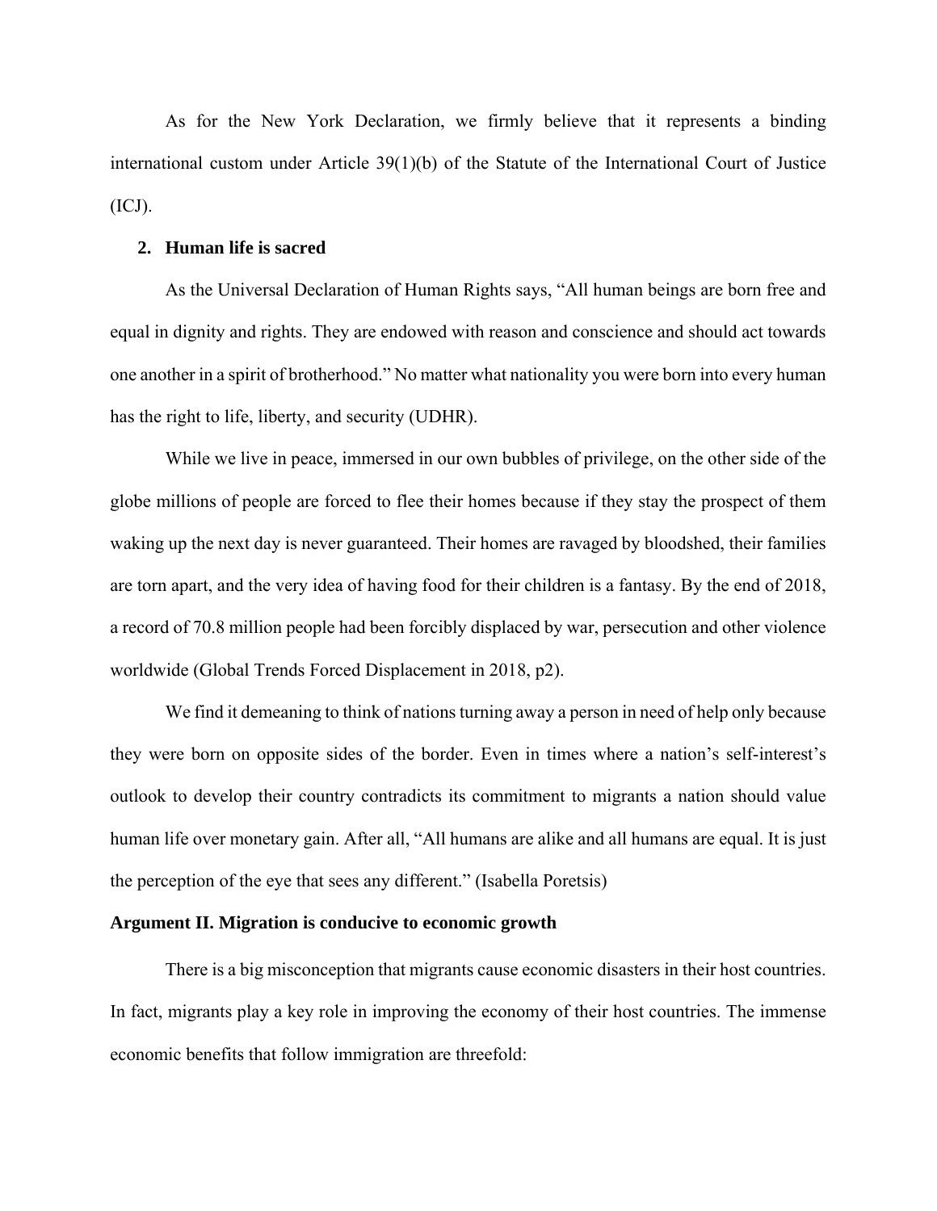As for the New York Declaration, we firmly believe that it represents a binding international custom under Article 39(1)(b) of the Statute of the International Court of Justice (ICJ).

**2. Human life is sacred**

As the Universal Declaration of Human Rights says, "All human beings are born free and equal in dignity and rights. They are endowed with reason and conscience and should act towards one another in a spirit of brotherhood." No matter what nationality you were born into every human has the right to life, liberty, and security (UDHR).

While we live in peace, immersed in our own bubbles of privilege, on the other side of the globe millions of people are forced to flee their homes because if they stay the prospect of them waking up the next day is never guaranteed. Their homes are ravaged by bloodshed, their families are torn apart, and the very idea of having food for their children is a fantasy. By the end of 2018, a record of 70.8 million people had been forcibly displaced by war, persecution and other violence worldwide (Global Trends Forced Displacement in 2018, p2).

We find it demeaning to think of nations turning away a person in need of help only because they were born on opposite sides of the border. Even in times where a nation's self-interest's outlook to develop their country contradicts its commitment to migrants a nation should value human life over monetary gain. After all, "All humans are alike and all humans are equal. It is just the perception of the eye that sees any different." (Isabella Poretsis)

**Argument II. Migration is conducive to economic growth**

There is a big misconception that migrants cause economic disasters in their host countries. In fact, migrants play a key role in improving the economy of their host countries. The immense economic benefits that follow immigration are threefold: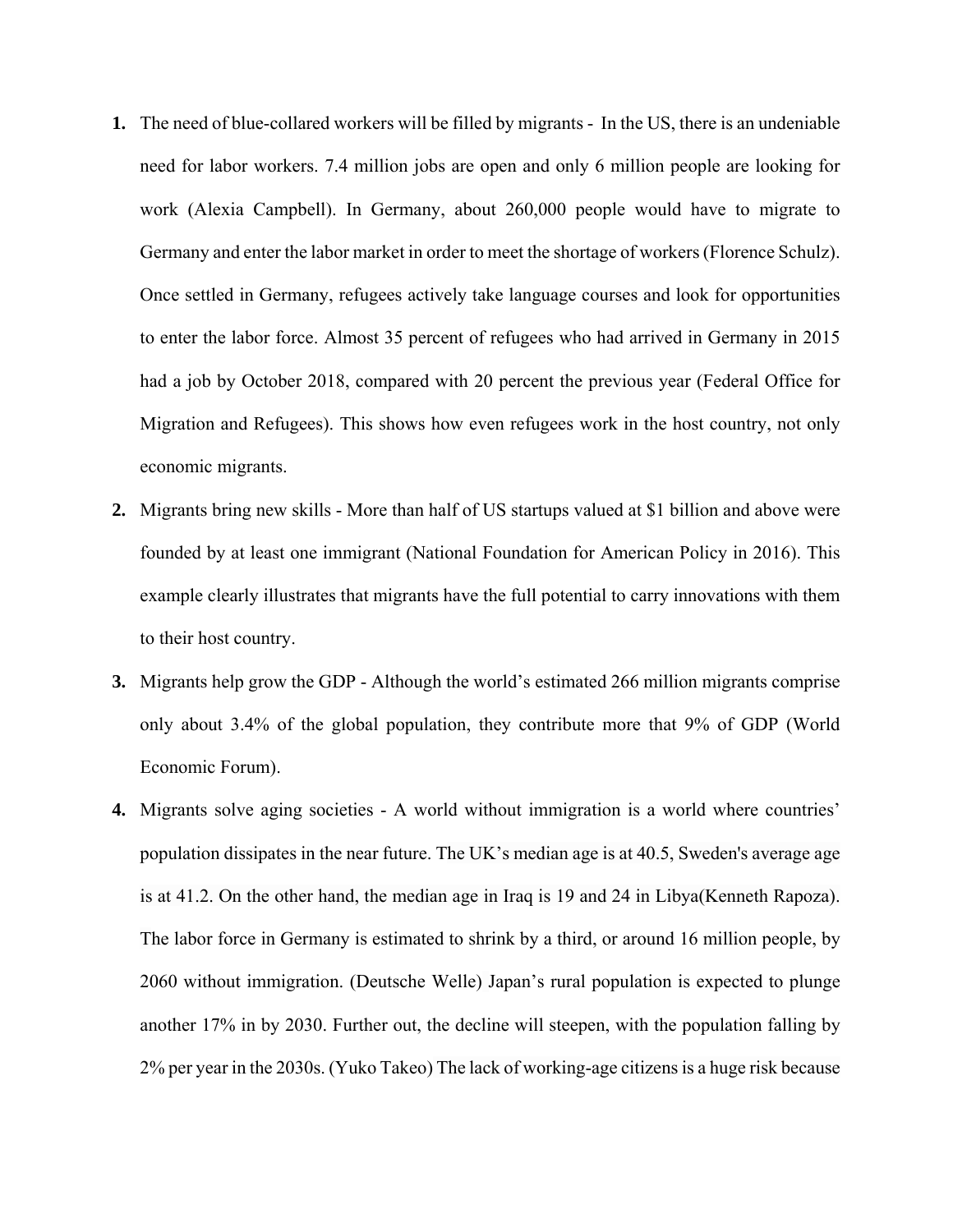1. **The need of blue-collared workers will be filled by migrants -** In the US, there is an undeniable need for labor workers. 7.4 million jobs are open and only 6 million people are looking for work (Alexia Campbell). In Germany, about 260,000 people would have to migrate to Germany and enter the labor market in order to meet the shortage of workers (Florence Schulz). Once settled in Germany, refugees actively take language courses and look for opportunities to enter the labor force. Almost 35 percent of refugees who had arrived in Germany in 2015 had a job by October 2018, compared with 20 percent the previous year (Federal Office for Migration and Refugees). This shows how even refugees work in the host country, not only economic migrants.
2. Migrants bring new skills - More than half of US startups valued at $1 billion and above were founded by at least one immigrant (National Foundation for American Policy in 2016). This example clearly illustrates that migrants have the full potential to carry innovations with them to their host country.
3. Migrants help grow the GDP - Although the world's estimated 266 million migrants comprise only about 3.4% of the global population, they contribute more that 9% of GDP (World Economic Forum).
4. Migrants solve aging societies - A world without immigration is a world where countries' population dissipates in the near future. The UK's median age is at 40.5, Sweden's average age is at 41.2. On the other hand, the median age in Iraq is 19 and 24 in Libya(Kenneth Rapoza). The labor force in Germany is estimated to shrink by a third, or around 16 million people, by 2060 without immigration. (Deutsche Welle) Japan's rural population is expected to plunge another 17% in by 2030. Further out, the decline will steepen, with the population falling by 2% per year in the 2030s. (Yuko Takeo) The lack of working-age citizens is a huge risk because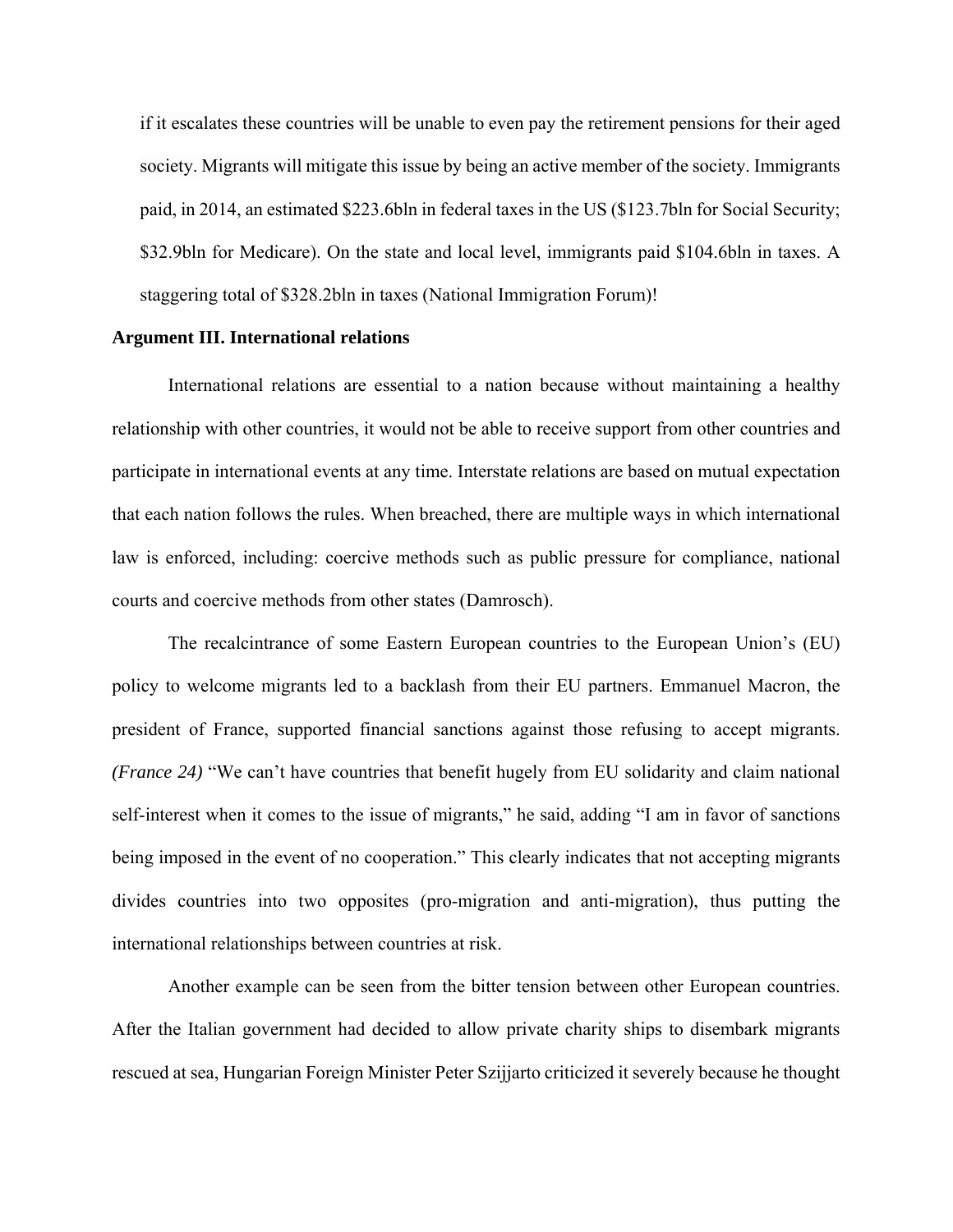if it escalates these countries will be unable to even pay the retirement pensions for their aged society. Migrants will mitigate this issue by being an active member of the society. Immigrants paid, in 2014, an estimated $223.6bln in federal taxes in the US ($123.7bln for Social Security; $32.9bln for Medicare). On the state and local level, immigrants paid $104.6bln in taxes. A staggering total of $328.2bln in taxes (National Immigration Forum)!

**Argument III. International relations**

International relations are essential to a nation because without maintaining a healthy relationship with other countries, it would not be able to receive support from other countries and participate in international events at any time. Interstate relations are based on mutual expectation that each nation follows the rules. When breached, there are multiple ways in which international law is enforced, including: coercive methods such as public pressure for compliance, national courts and coercive methods from other states (Damrosch).

The recalcintrance of some Eastern European countries to the European Union's (EU) policy to welcome migrants led to a backlash from their EU partners. Emmanuel Macron, the president of France, supported financial sanctions against those refusing to accept migrants. *(France 24)* "We can't have countries that benefit hugely from EU solidarity and claim national self-interest when it comes to the issue of migrants," he said, adding "I am in favor of sanctions being imposed in the event of no cooperation." This clearly indicates that not accepting migrants divides countries into two opposites (pro-migration and anti-migration), thus putting the international relationships between countries at risk.

Another example can be seen from the bitter tension between other European countries. After the Italian government had decided to allow private charity ships to disembark migrants rescued at sea, Hungarian Foreign Minister Peter Szijjarto criticized it severely because he thought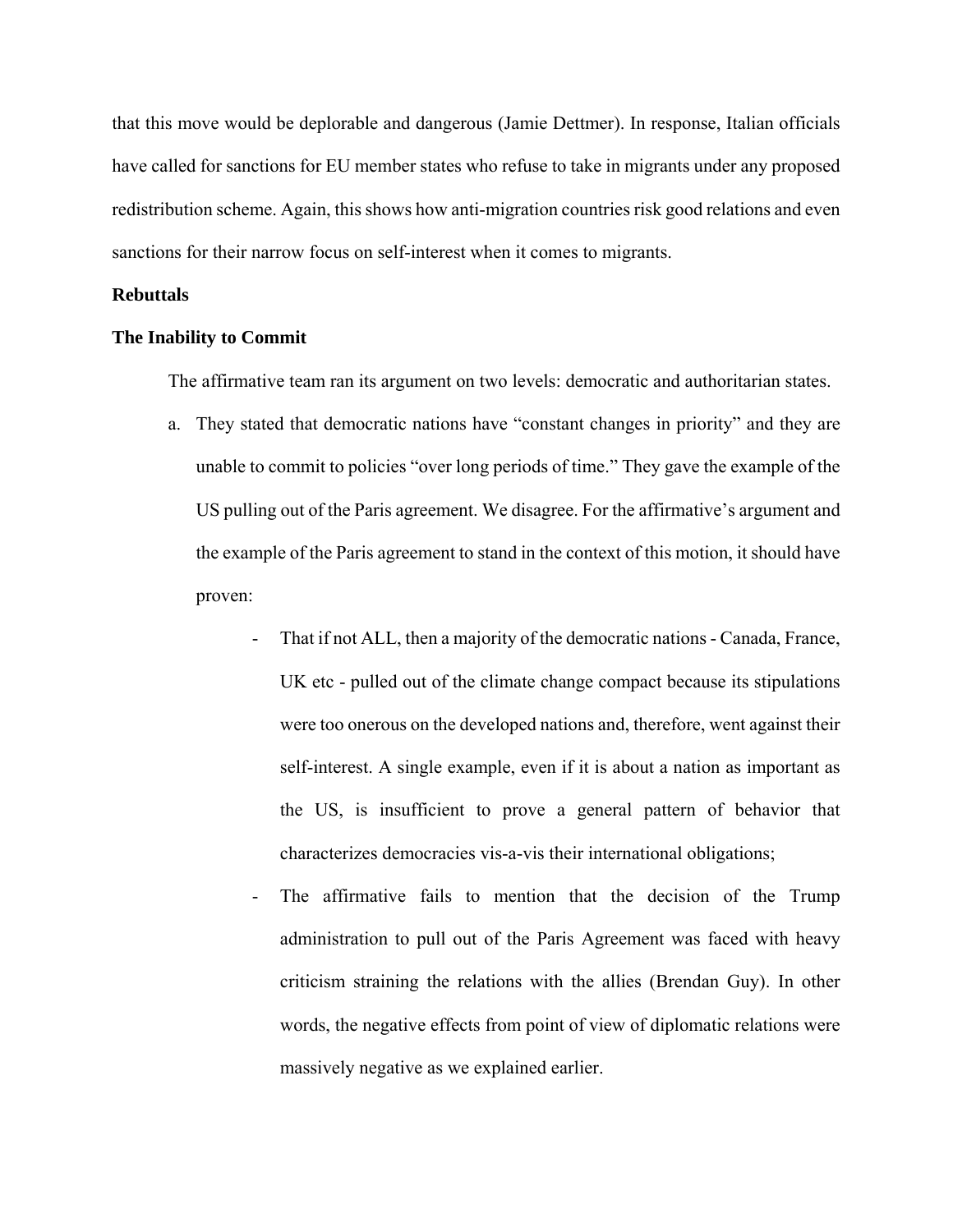that this move would be deplorable and dangerous (Jamie Dettmer). In response, Italian officials have called for sanctions for EU member states who refuse to take in migrants under any proposed redistribution scheme. Again, this shows how anti-migration countries risk good relations and even sanctions for their narrow focus on self-interest when it comes to migrants.

**Rebuttals**

**The Inability to Commit**

The affirmative team ran its argument on two levels: democratic and authoritarian states.

a. They stated that democratic nations have "constant changes in priority" and they are unable to commit to policies "over long periods of time." They gave the example of the US pulling out of the Paris agreement. We disagree. For the affirmative's argument and the example of the Paris agreement to stand in the context of this motion, it should have proven:

    - That if not ALL, then a majority of the democratic nations - Canada, France, UK etc - pulled out of the climate change compact because its stipulations were too onerous on the developed nations and, therefore, went against their self-interest. A single example, even if it is about a nation as important as the US, is insufficient to prove a general pattern of behavior that characterizes democracies vis-a-vis their international obligations;
    - The affirmative fails to mention that the decision of the Trump administration to pull out of the Paris Agreement was faced with heavy criticism straining the relations with the allies (Brendan Guy). In other words, the negative effects from point of view of diplomatic relations were massively negative as we explained earlier.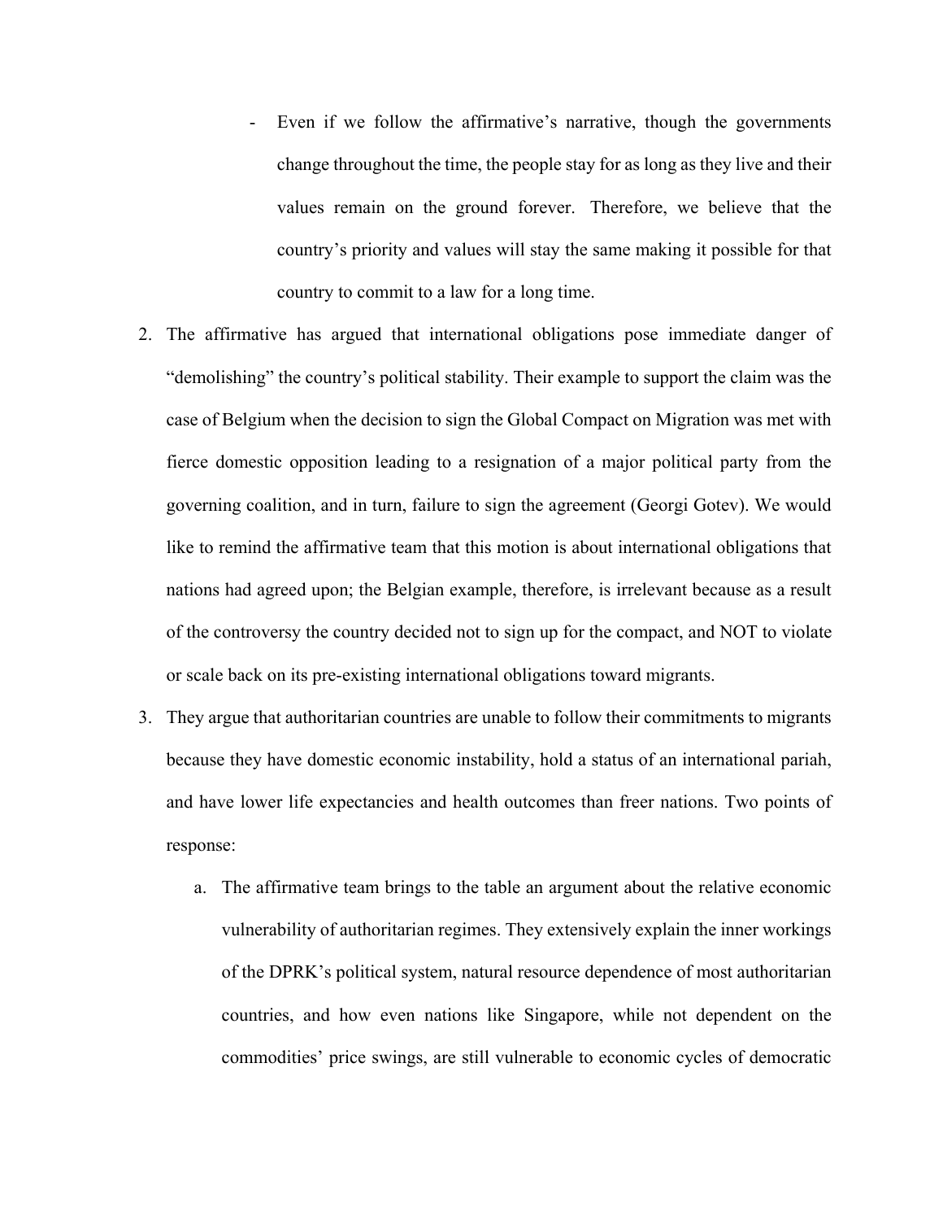- Even if we follow the affirmative's narrative, though the governments change throughout the time, the people stay for as long as they live and their values remain on the ground forever. Therefore, we believe that the country's priority and values will stay the same making it possible for that country to commit to a law for a long time.

2. The affirmative has argued that international obligations pose immediate danger of "demolishing" the country's political stability. Their example to support the claim was the case of Belgium when the decision to sign the Global Compact on Migration was met with fierce domestic opposition leading to a resignation of a major political party from the governing coalition, and in turn, failure to sign the agreement (Georgi Gotev). We would like to remind the affirmative team that this motion is about international obligations that nations had agreed upon; the Belgian example, therefore, is irrelevant because as a result of the controversy the country decided not to sign up for the compact, and NOT to violate or scale back on its pre-existing international obligations toward migrants.
3. They argue that authoritarian countries are unable to follow their commitments to migrants because they have domestic economic instability, hold a status of an international pariah, and have lower life expectancies and health outcomes than freer nations. Two points of response:
   a. The affirmative team brings to the table an argument about the relative economic vulnerability of authoritarian regimes. They extensively explain the inner workings of the DPRK's political system, natural resource dependence of most authoritarian countries, and how even nations like Singapore, while not dependent on the commodities' price swings, are still vulnerable to economic cycles of democratic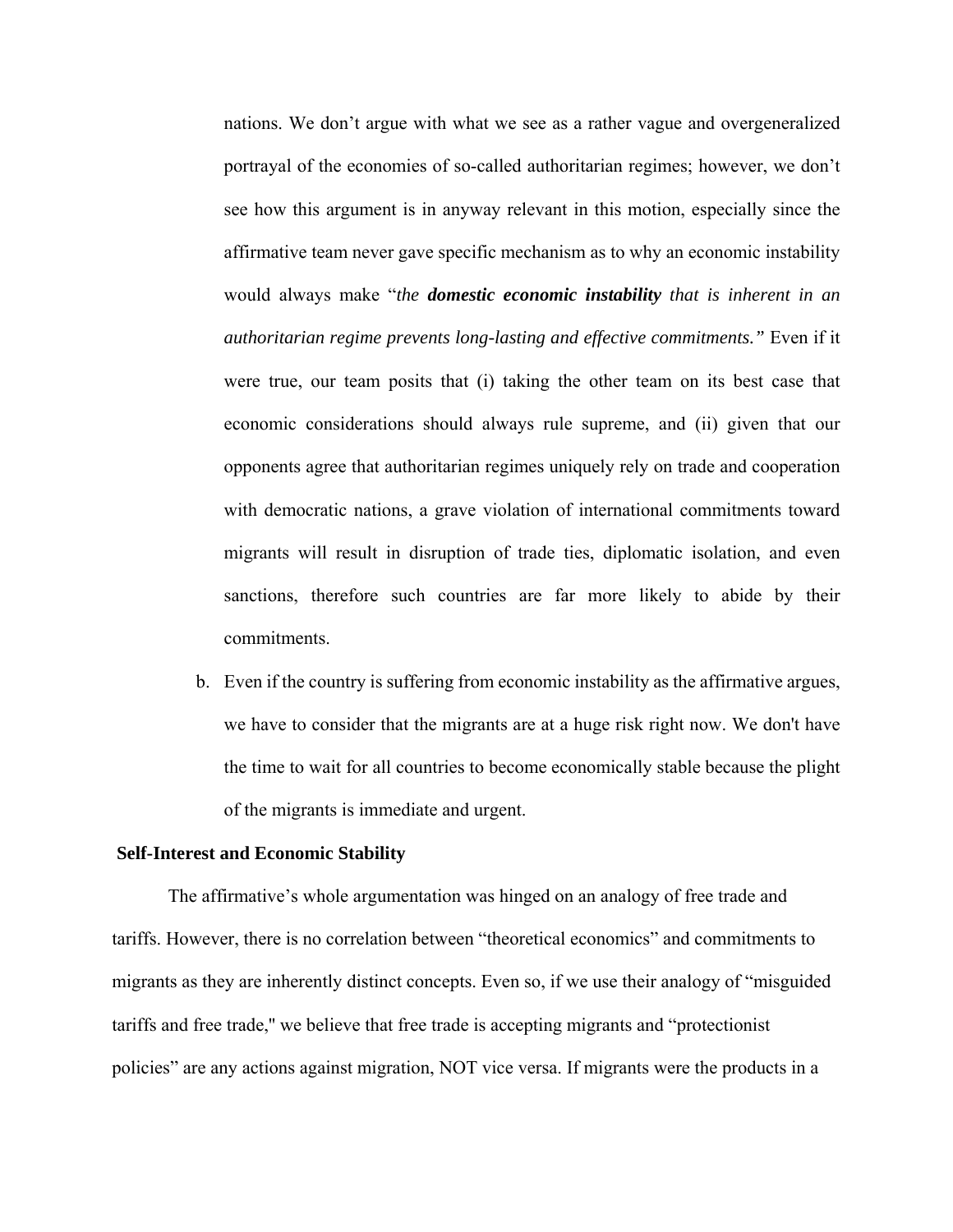nations. We don't argue with what we see as a rather vague and overgeneralized portrayal of the economies of so-called authoritarian regimes; however, we don't see how this argument is in anyway relevant in this motion, especially since the affirmative team never gave specific mechanism as to why an economic instability would always make "*the* ***domestic economic instability*** *that is inherent in an authoritarian regime prevents long-lasting and effective commitments."* Even if it were true, our team posits that (i) taking the other team on its best case that economic considerations should always rule supreme, and (ii) given that our opponents agree that authoritarian regimes uniquely rely on trade and cooperation with democratic nations, a grave violation of international commitments toward migrants will result in disruption of trade ties, diplomatic isolation, and even sanctions, therefore such countries are far more likely to abide by their commitments.

b. Even if the country is suffering from economic instability as the affirmative argues, we have to consider that the migrants are at a huge risk right now. We don't have the time to wait for all countries to become economically stable because the plight of the migrants is immediate and urgent.

**Self-Interest and Economic Stability**

The affirmative's whole argumentation was hinged on an analogy of free trade and tariffs. However, there is no correlation between "theoretical economics" and commitments to migrants as they are inherently distinct concepts. Even so, if we use their analogy of "misguided tariffs and free trade," we believe that free trade is accepting migrants and "protectionist policies" are any actions against migration, NOT vice versa. If migrants were the products in a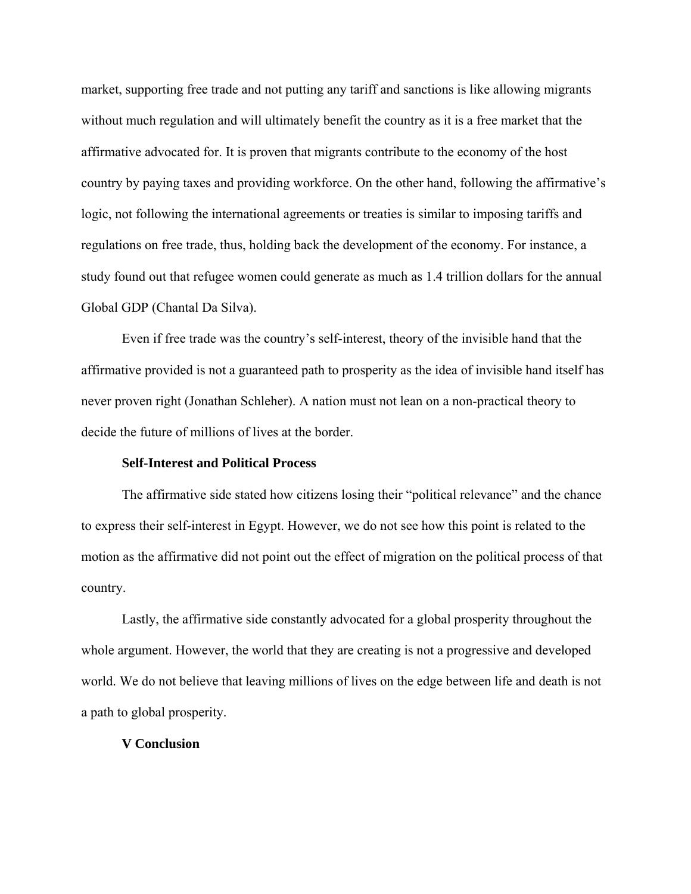market, supporting free trade and not putting any tariff and sanctions is like allowing migrants without much regulation and will ultimately benefit the country as it is a free market that the affirmative advocated for. It is proven that migrants contribute to the economy of the host country by paying taxes and providing workforce. On the other hand, following the affirmative's logic, not following the international agreements or treaties is similar to imposing tariffs and regulations on free trade, thus, holding back the development of the economy. For instance, a study found out that refugee women could generate as much as 1.4 trillion dollars for the annual Global GDP (Chantal Da Silva).

Even if free trade was the country's self-interest, theory of the invisible hand that the affirmative provided is not a guaranteed path to prosperity as the idea of invisible hand itself has never proven right (Jonathan Schleher). A nation must not lean on a non-practical theory to decide the future of millions of lives at the border.

**Self-Interest and Political Process**

The affirmative side stated how citizens losing their "political relevance" and the chance to express their self-interest in Egypt. However, we do not see how this point is related to the motion as the affirmative did not point out the effect of migration on the political process of that country.

Lastly, the affirmative side constantly advocated for a global prosperity throughout the whole argument. However, the world that they are creating is not a progressive and developed world. We do not believe that leaving millions of lives on the edge between life and death is not a path to global prosperity.

**V Conclusion**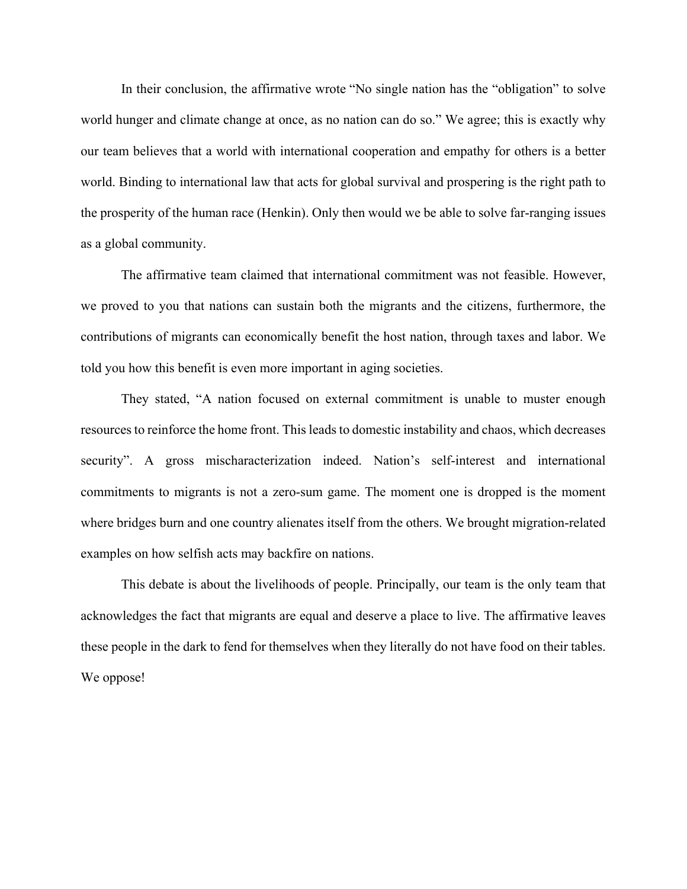In their conclusion, the affirmative wrote "No single nation has the "obligation" to solve world hunger and climate change at once, as no nation can do so." We agree; this is exactly why our team believes that a world with international cooperation and empathy for others is a better world. Binding to international law that acts for global survival and prospering is the right path to the prosperity of the human race (Henkin). Only then would we be able to solve far-ranging issues as a global community.

The affirmative team claimed that international commitment was not feasible. However, we proved to you that nations can sustain both the migrants and the citizens, furthermore, the contributions of migrants can economically benefit the host nation, through taxes and labor. We told you how this benefit is even more important in aging societies.

They stated, "A nation focused on external commitment is unable to muster enough resources to reinforce the home front. This leads to domestic instability and chaos, which decreases security". A gross mischaracterization indeed. Nation's self-interest and international commitments to migrants is not a zero-sum game. The moment one is dropped is the moment where bridges burn and one country alienates itself from the others. We brought migration-related examples on how selfish acts may backfire on nations.

This debate is about the livelihoods of people. Principally, our team is the only team that acknowledges the fact that migrants are equal and deserve a place to live. The affirmative leaves these people in the dark to fend for themselves when they literally do not have food on their tables. We oppose!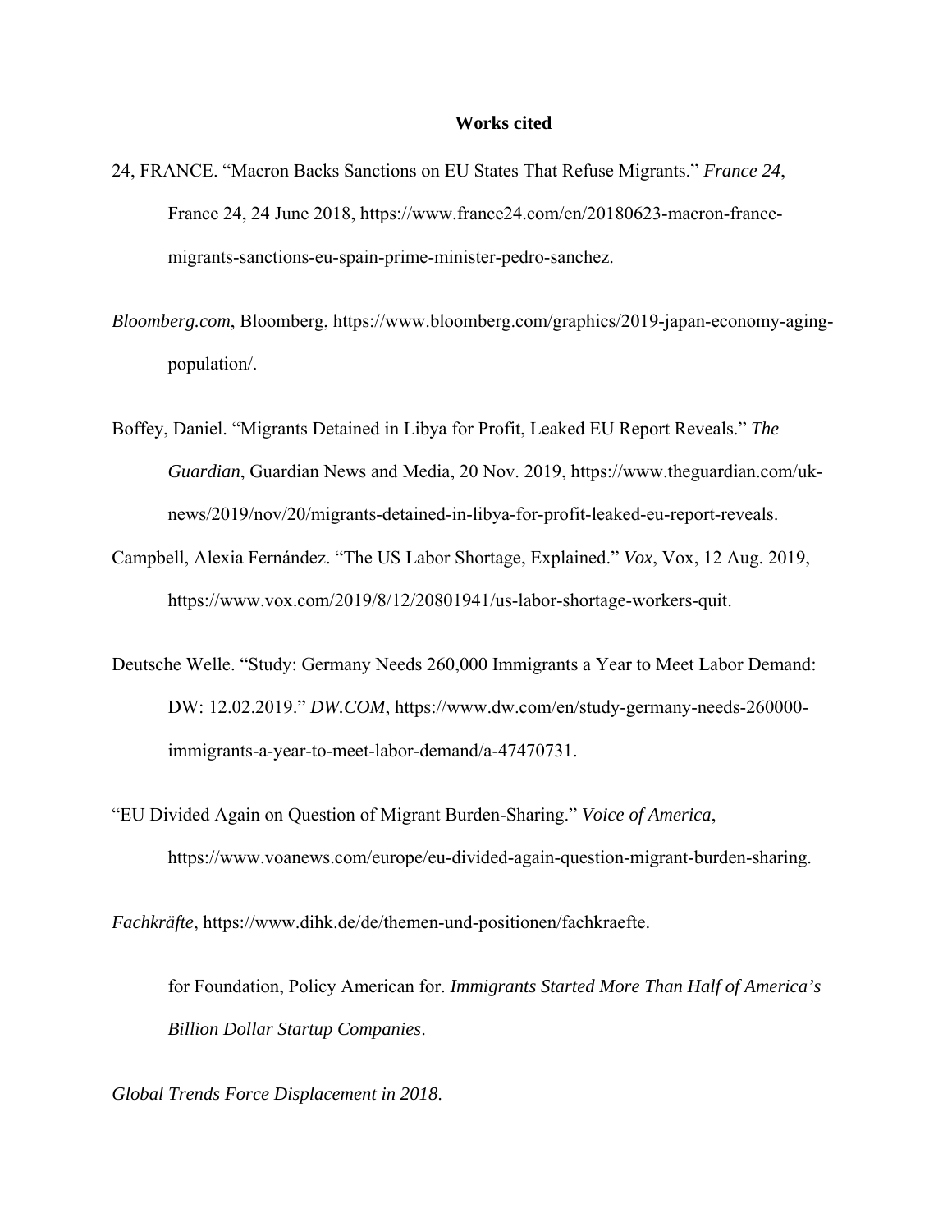**Works cited**

24, FRANCE. "Macron Backs Sanctions on EU States That Refuse Migrants." *France 24*, France 24, 24 June 2018, https://www.france24.com/en/20180623-macron-france-migrants-sanctions-eu-spain-prime-minister-pedro-sanchez.

*Bloomberg.com*, Bloomberg, https://www.bloomberg.com/graphics/2019-japan-economy-aging-population/.

Boffey, Daniel. "Migrants Detained in Libya for Profit, Leaked EU Report Reveals." *The Guardian*, Guardian News and Media, 20 Nov. 2019, https://www.theguardian.com/uk-news/2019/nov/20/migrants-detained-in-libya-for-profit-leaked-eu-report-reveals.

Campbell, Alexia Fernández. "The US Labor Shortage, Explained." *Vox*, Vox, 12 Aug. 2019, https://www.vox.com/2019/8/12/20801941/us-labor-shortage-workers-quit.

Deutsche Welle. "Study: Germany Needs 260,000 Immigrants a Year to Meet Labor Demand: DW: 12.02.2019." *DW.COM*, https://www.dw.com/en/study-germany-needs-260000-immigrants-a-year-to-meet-labor-demand/a-47470731.

"EU Divided Again on Question of Migrant Burden-Sharing." *Voice of America*, https://www.voanews.com/europe/eu-divided-again-question-migrant-burden-sharing.

*Fachkräfte*, https://www.dihk.de/de/themen-und-positionen/fachkraefte.

for Foundation, Policy American for. *Immigrants Started More Than Half of America's Billion Dollar Startup Companies*.

*Global Trends Force Displacement in 2018*.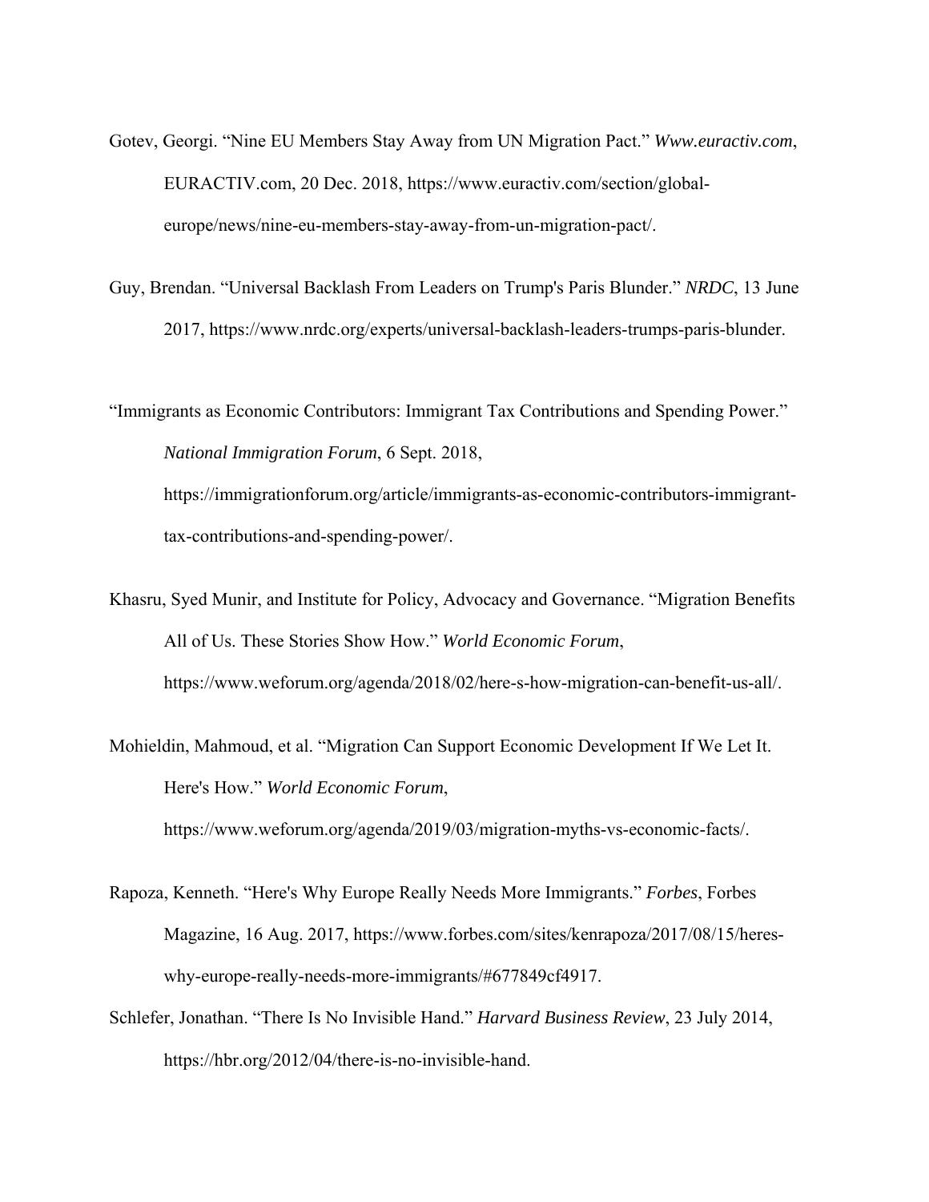Gotev, Georgi. “Nine EU Members Stay Away from UN Migration Pact.” *Www.euractiv.com*, EURACTIV.com, 20 Dec. 2018, https://www.euractiv.com/section/global-europe/news/nine-eu-members-stay-away-from-un-migration-pact/.

Guy, Brendan. “Universal Backlash From Leaders on Trump's Paris Blunder.” *NRDC*, 13 June 2017, https://www.nrdc.org/experts/universal-backlash-leaders-trumps-paris-blunder.

“Immigrants as Economic Contributors: Immigrant Tax Contributions and Spending Power.” *National Immigration Forum*, 6 Sept. 2018, https://immigrationforum.org/article/immigrants-as-economic-contributors-immigrant-tax-contributions-and-spending-power/.

Khasru, Syed Munir, and Institute for Policy, Advocacy and Governance. “Migration Benefits All of Us. These Stories Show How.” *World Economic Forum*, https://www.weforum.org/agenda/2018/02/here-s-how-migration-can-benefit-us-all/.

Mohieldin, Mahmoud, et al. “Migration Can Support Economic Development If We Let It. Here's How.” *World Economic Forum*, https://www.weforum.org/agenda/2019/03/migration-myths-vs-economic-facts/.

Rapoza, Kenneth. “Here's Why Europe Really Needs More Immigrants.” *Forbes*, Forbes Magazine, 16 Aug. 2017, https://www.forbes.com/sites/kenrapoza/2017/08/15/heres-why-europe-really-needs-more-immigrants/#677849cf4917.

Schlefer, Jonathan. “There Is No Invisible Hand.” *Harvard Business Review*, 23 July 2014, https://hbr.org/2012/04/there-is-no-invisible-hand.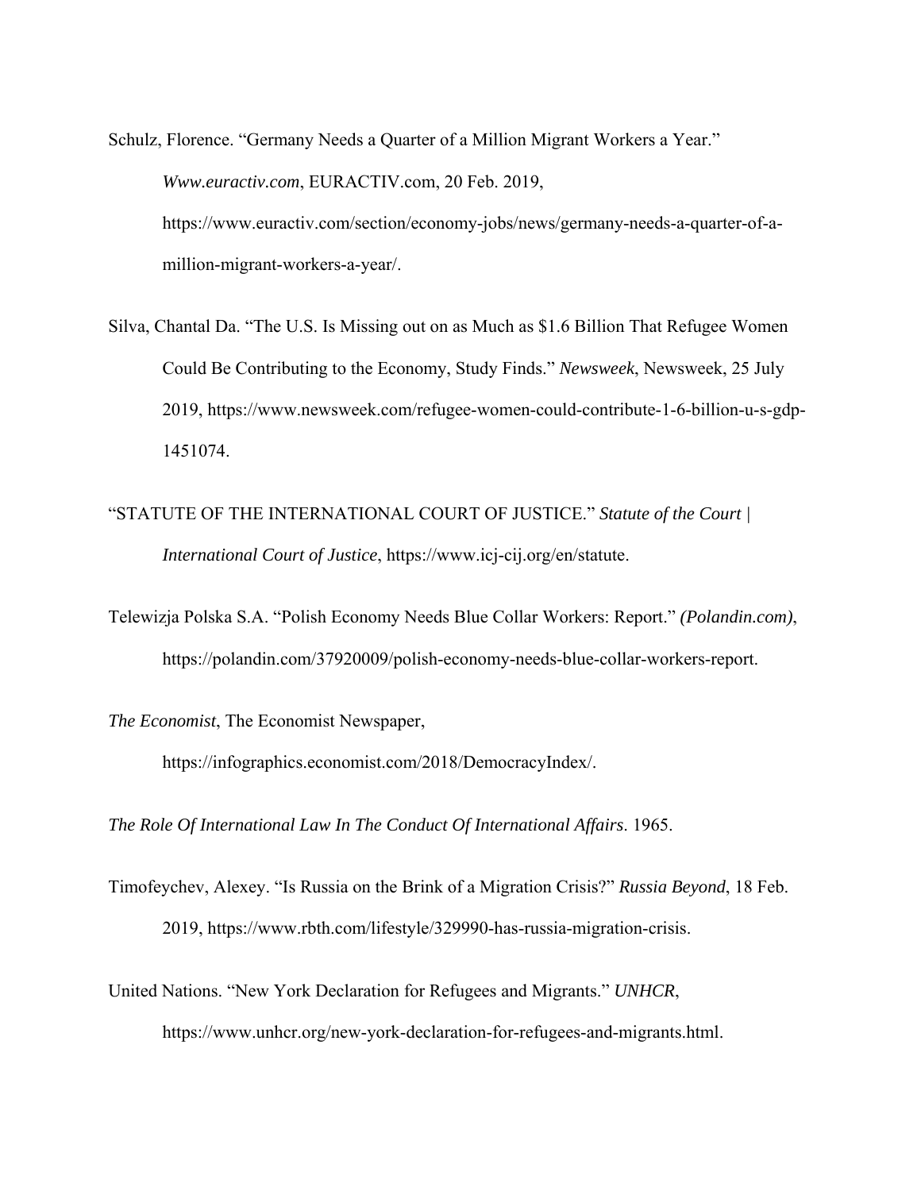Schulz, Florence. “Germany Needs a Quarter of a Million Migrant Workers a Year.” *Www.euractiv.com*, EURACTIV.com, 20 Feb. 2019, https://www.euractiv.com/section/economy-jobs/news/germany-needs-a-quarter-of-a-million-migrant-workers-a-year/.

Silva, Chantal Da. “The U.S. Is Missing out on as Much as $1.6 Billion That Refugee Women Could Be Contributing to the Economy, Study Finds.” *Newsweek*, Newsweek, 25 July 2019, https://www.newsweek.com/refugee-women-could-contribute-1-6-billion-u-s-gdp-1451074.

“STATUTE OF THE INTERNATIONAL COURT OF JUSTICE.” *Statute of the Court | International Court of Justice*, https://www.icj-cij.org/en/statute.

Telewizja Polska S.A. “Polish Economy Needs Blue Collar Workers: Report.” *(Polandin.com)*, https://polandin.com/37920009/polish-economy-needs-blue-collar-workers-report.

*The Economist*, The Economist Newspaper, https://infographics.economist.com/2018/DemocracyIndex/.

*The Role Of International Law In The Conduct Of International Affairs*. 1965.

Timofeychev, Alexey. “Is Russia on the Brink of a Migration Crisis?” *Russia Beyond*, 18 Feb. 2019, https://www.rbth.com/lifestyle/329990-has-russia-migration-crisis.

United Nations. “New York Declaration for Refugees and Migrants.” *UNHCR*, https://www.unhcr.org/new-york-declaration-for-refugees-and-migrants.html.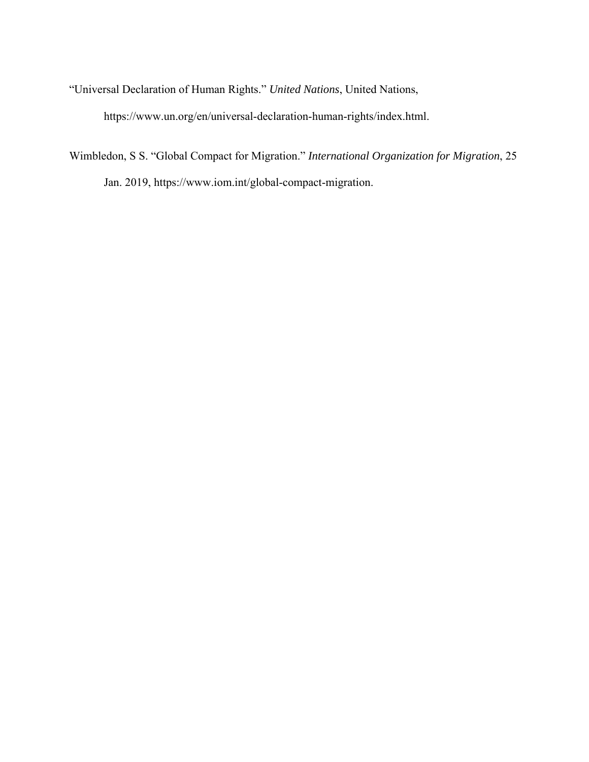"Universal Declaration of Human Rights." *United Nations*, United Nations, https://www.un.org/en/universal-declaration-human-rights/index.html.

Wimbledon, S S. "Global Compact for Migration." *International Organization for Migration*, 25 Jan. 2019, https://www.iom.int/global-compact-migration.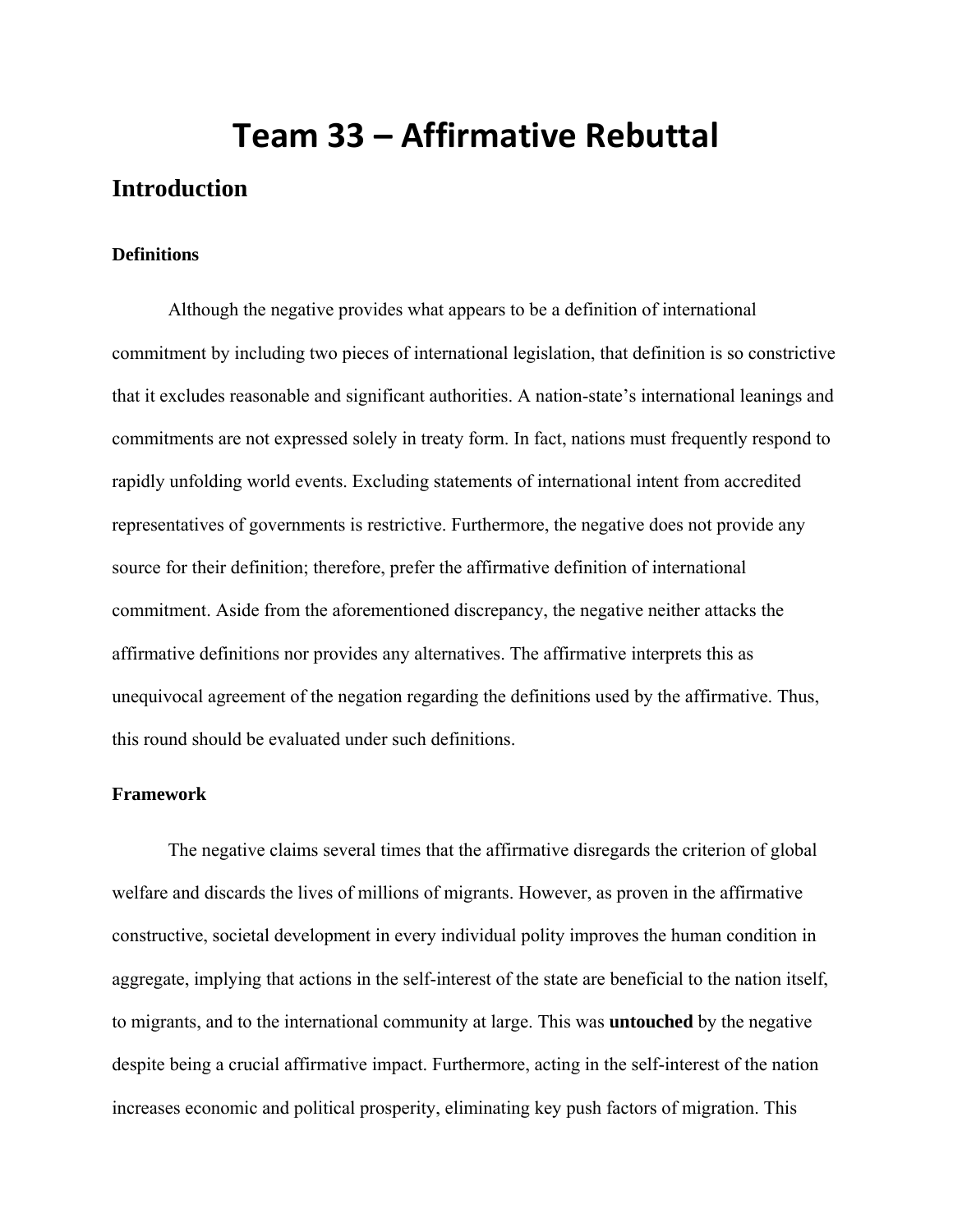# Team 33 – Affirmative Rebuttal

## Introduction

### Definitions

Although the negative provides what appears to be a definition of international commitment by including two pieces of international legislation, that definition is so constrictive that it excludes reasonable and significant authorities. A nation-state's international leanings and commitments are not expressed solely in treaty form. In fact, nations must frequently respond to rapidly unfolding world events. Excluding statements of international intent from accredited representatives of governments is restrictive. Furthermore, the negative does not provide any source for their definition; therefore, prefer the affirmative definition of international commitment. Aside from the aforementioned discrepancy, the negative neither attacks the affirmative definitions nor provides any alternatives. The affirmative interprets this as unequivocal agreement of the negation regarding the definitions used by the affirmative. Thus, this round should be evaluated under such definitions.

### Framework

The negative claims several times that the affirmative disregards the criterion of global welfare and discards the lives of millions of migrants. However, as proven in the affirmative constructive, societal development in every individual polity improves the human condition in aggregate, implying that actions in the self-interest of the state are beneficial to the nation itself, to migrants, and to the international community at large. This was **untouched** by the negative despite being a crucial affirmative impact. Furthermore, acting in the self-interest of the nation increases economic and political prosperity, eliminating key push factors of migration. This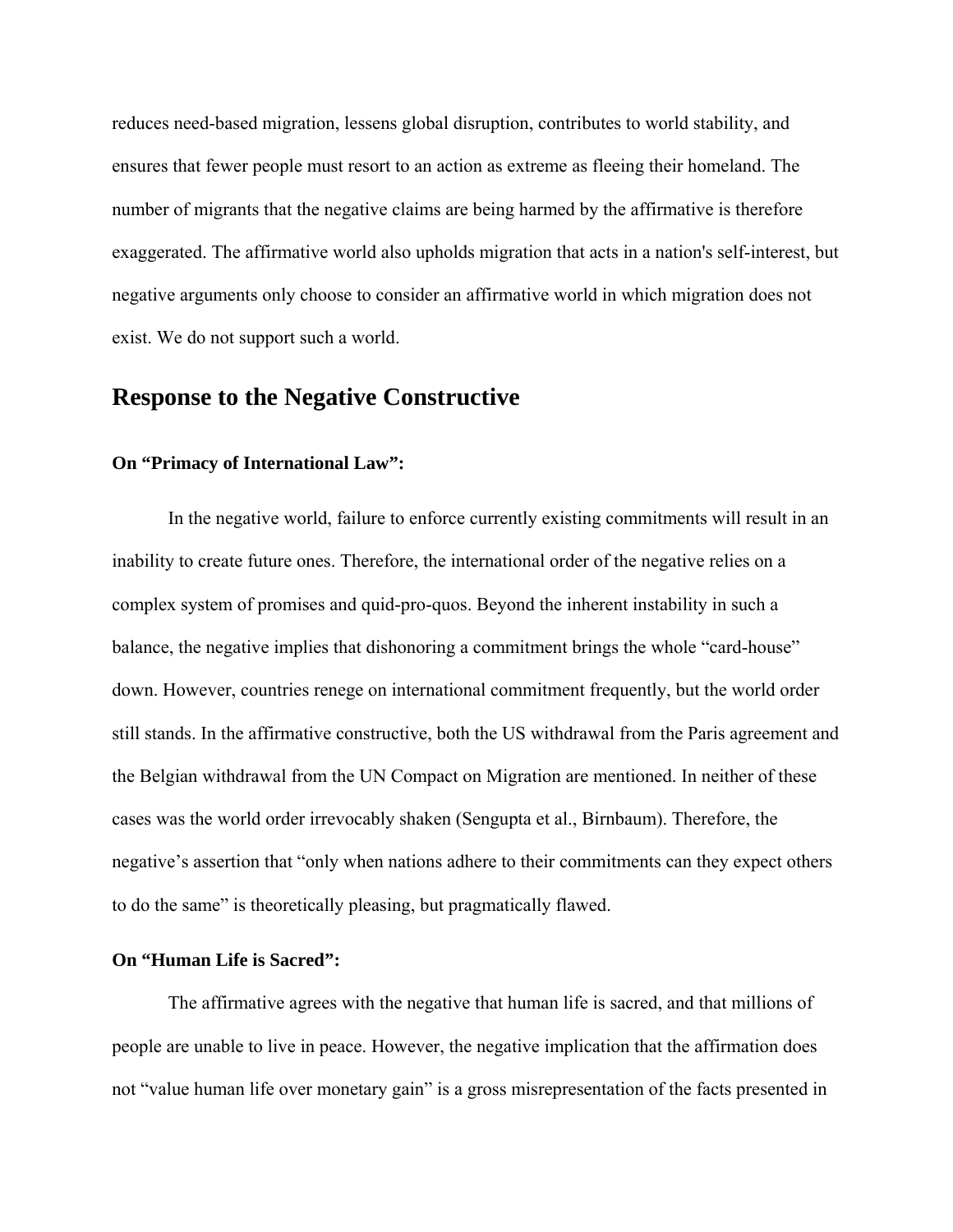reduces need-based migration, lessens global disruption, contributes to world stability, and ensures that fewer people must resort to an action as extreme as fleeing their homeland. The number of migrants that the negative claims are being harmed by the affirmative is therefore exaggerated. The affirmative world also upholds migration that acts in a nation's self-interest, but negative arguments only choose to consider an affirmative world in which migration does not exist. We do not support such a world.

## Response to the Negative Constructive

**On "Primacy of International Law":**

In the negative world, failure to enforce currently existing commitments will result in an inability to create future ones. Therefore, the international order of the negative relies on a complex system of promises and quid-pro-quos. Beyond the inherent instability in such a balance, the negative implies that dishonoring a commitment brings the whole "card-house" down. However, countries renege on international commitment frequently, but the world order still stands. In the affirmative constructive, both the US withdrawal from the Paris agreement and the Belgian withdrawal from the UN Compact on Migration are mentioned. In neither of these cases was the world order irrevocably shaken (Sengupta et al., Birnbaum). Therefore, the negative's assertion that "only when nations adhere to their commitments can they expect others to do the same" is theoretically pleasing, but pragmatically flawed.

**On "Human Life is Sacred":**

The affirmative agrees with the negative that human life is sacred, and that millions of people are unable to live in peace. However, the negative implication that the affirmation does not "value human life over monetary gain" is a gross misrepresentation of the facts presented in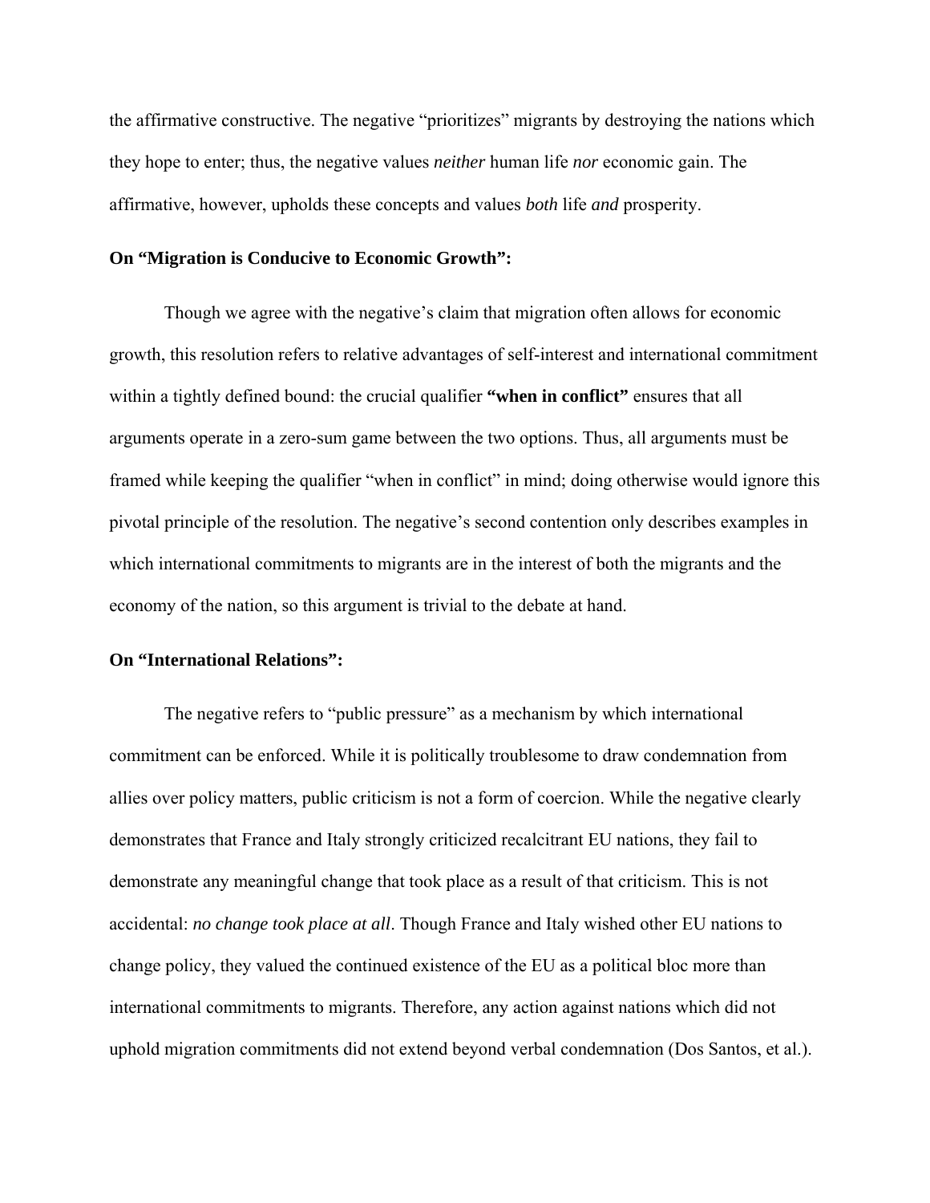the affirmative constructive. The negative "prioritizes" migrants by destroying the nations which they hope to enter; thus, the negative values *neither* human life *nor* economic gain. The affirmative, however, upholds these concepts and values *both* life *and* prosperity.

**On "Migration is Conducive to Economic Growth":**

Though we agree with the negative's claim that migration often allows for economic growth, this resolution refers to relative advantages of self-interest and international commitment within a tightly defined bound: the crucial qualifier **"when in conflict"** ensures that all arguments operate in a zero-sum game between the two options. Thus, all arguments must be framed while keeping the qualifier "when in conflict" in mind; doing otherwise would ignore this pivotal principle of the resolution. The negative's second contention only describes examples in which international commitments to migrants are in the interest of both the migrants and the economy of the nation, so this argument is trivial to the debate at hand.

**On "International Relations":**

The negative refers to "public pressure" as a mechanism by which international commitment can be enforced. While it is politically troublesome to draw condemnation from allies over policy matters, public criticism is not a form of coercion. While the negative clearly demonstrates that France and Italy strongly criticized recalcitrant EU nations, they fail to demonstrate any meaningful change that took place as a result of that criticism. This is not accidental: *no change took place at all*. Though France and Italy wished other EU nations to change policy, they valued the continued existence of the EU as a political bloc more than international commitments to migrants. Therefore, any action against nations which did not uphold migration commitments did not extend beyond verbal condemnation (Dos Santos, et al.).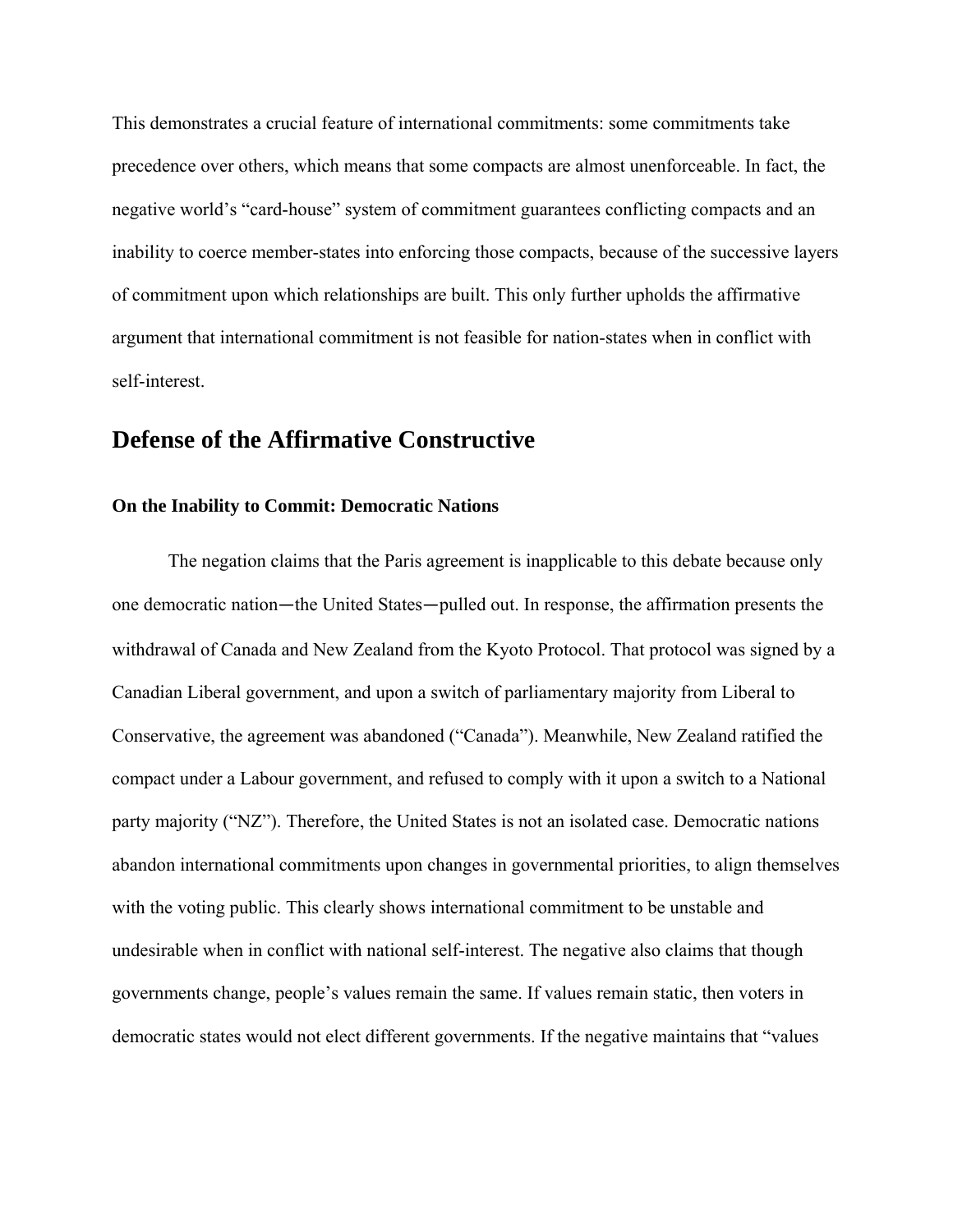This demonstrates a crucial feature of international commitments: some commitments take precedence over others, which means that some compacts are almost unenforceable. In fact, the negative world's "card-house" system of commitment guarantees conflicting compacts and an inability to coerce member-states into enforcing those compacts, because of the successive layers of commitment upon which relationships are built. This only further upholds the affirmative argument that international commitment is not feasible for nation-states when in conflict with self-interest.

## Defense of the Affirmative Constructive

### On the Inability to Commit: Democratic Nations

The negation claims that the Paris agreement is inapplicable to this debate because only one democratic nation—the United States—pulled out. In response, the affirmation presents the withdrawal of Canada and New Zealand from the Kyoto Protocol. That protocol was signed by a Canadian Liberal government, and upon a switch of parliamentary majority from Liberal to Conservative, the agreement was abandoned ("Canada"). Meanwhile, New Zealand ratified the compact under a Labour government, and refused to comply with it upon a switch to a National party majority ("NZ"). Therefore, the United States is not an isolated case. Democratic nations abandon international commitments upon changes in governmental priorities, to align themselves with the voting public. This clearly shows international commitment to be unstable and undesirable when in conflict with national self-interest. The negative also claims that though governments change, people's values remain the same. If values remain static, then voters in democratic states would not elect different governments. If the negative maintains that "values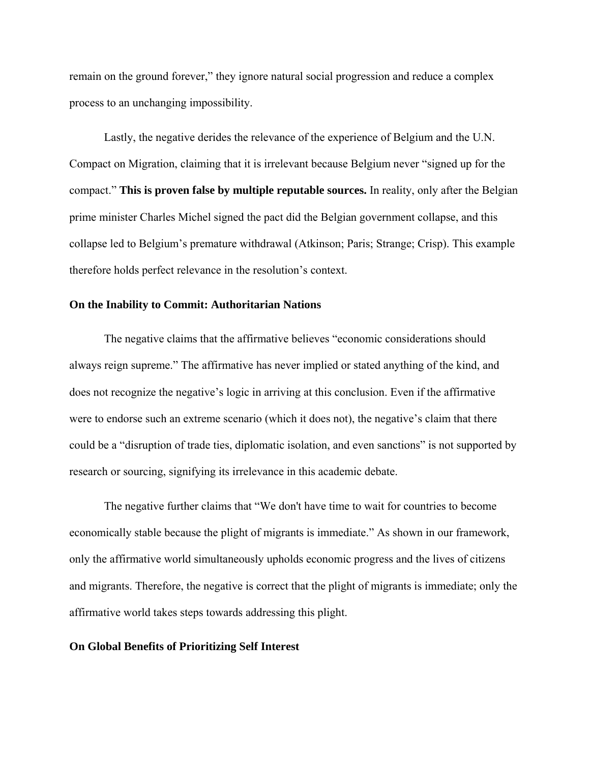remain on the ground forever," they ignore natural social progression and reduce a complex process to an unchanging impossibility.

Lastly, the negative derides the relevance of the experience of Belgium and the U.N. Compact on Migration, claiming that it is irrelevant because Belgium never "signed up for the compact." **This is proven false by multiple reputable sources.** In reality, only after the Belgian prime minister Charles Michel signed the pact did the Belgian government collapse, and this collapse led to Belgium's premature withdrawal (Atkinson; Paris; Strange; Crisp). This example therefore holds perfect relevance in the resolution's context.

### On the Inability to Commit: Authoritarian Nations

The negative claims that the affirmative believes "economic considerations should always reign supreme." The affirmative has never implied or stated anything of the kind, and does not recognize the negative's logic in arriving at this conclusion. Even if the affirmative were to endorse such an extreme scenario (which it does not), the negative's claim that there could be a "disruption of trade ties, diplomatic isolation, and even sanctions" is not supported by research or sourcing, signifying its irrelevance in this academic debate.

The negative further claims that "We don't have time to wait for countries to become economically stable because the plight of migrants is immediate." As shown in our framework, only the affirmative world simultaneously upholds economic progress and the lives of citizens and migrants. Therefore, the negative is correct that the plight of migrants is immediate; only the affirmative world takes steps towards addressing this plight.

### On Global Benefits of Prioritizing Self Interest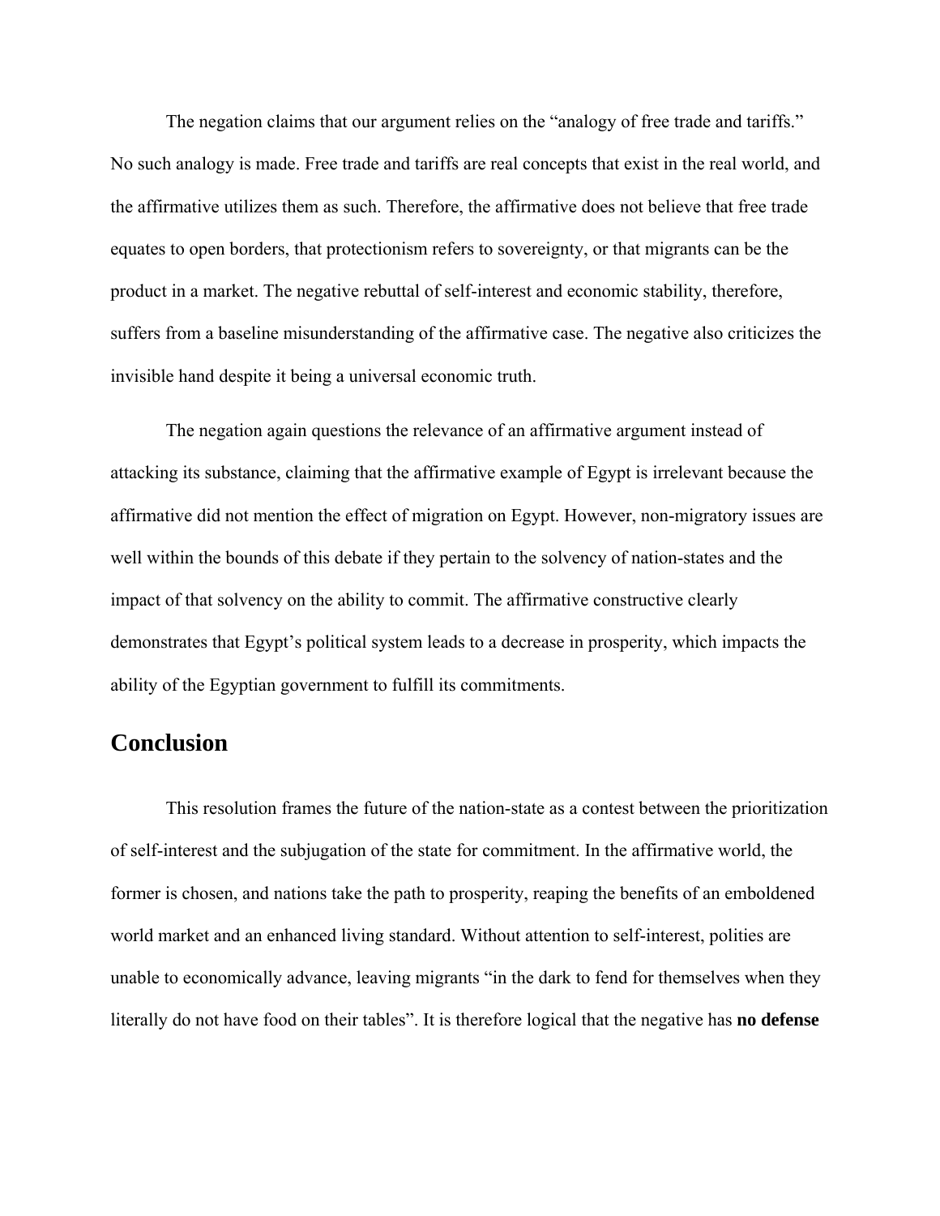The negation claims that our argument relies on the "analogy of free trade and tariffs." No such analogy is made. Free trade and tariffs are real concepts that exist in the real world, and the affirmative utilizes them as such. Therefore, the affirmative does not believe that free trade equates to open borders, that protectionism refers to sovereignty, or that migrants can be the product in a market. The negative rebuttal of self-interest and economic stability, therefore, suffers from a baseline misunderstanding of the affirmative case. The negative also criticizes the invisible hand despite it being a universal economic truth.

The negation again questions the relevance of an affirmative argument instead of attacking its substance, claiming that the affirmative example of Egypt is irrelevant because the affirmative did not mention the effect of migration on Egypt. However, non-migratory issues are well within the bounds of this debate if they pertain to the solvency of nation-states and the impact of that solvency on the ability to commit. The affirmative constructive clearly demonstrates that Egypt's political system leads to a decrease in prosperity, which impacts the ability of the Egyptian government to fulfill its commitments.

## Conclusion

This resolution frames the future of the nation-state as a contest between the prioritization of self-interest and the subjugation of the state for commitment. In the affirmative world, the former is chosen, and nations take the path to prosperity, reaping the benefits of an emboldened world market and an enhanced living standard. Without attention to self-interest, polities are unable to economically advance, leaving migrants "in the dark to fend for themselves when they literally do not have food on their tables". It is therefore logical that the negative has **no defense**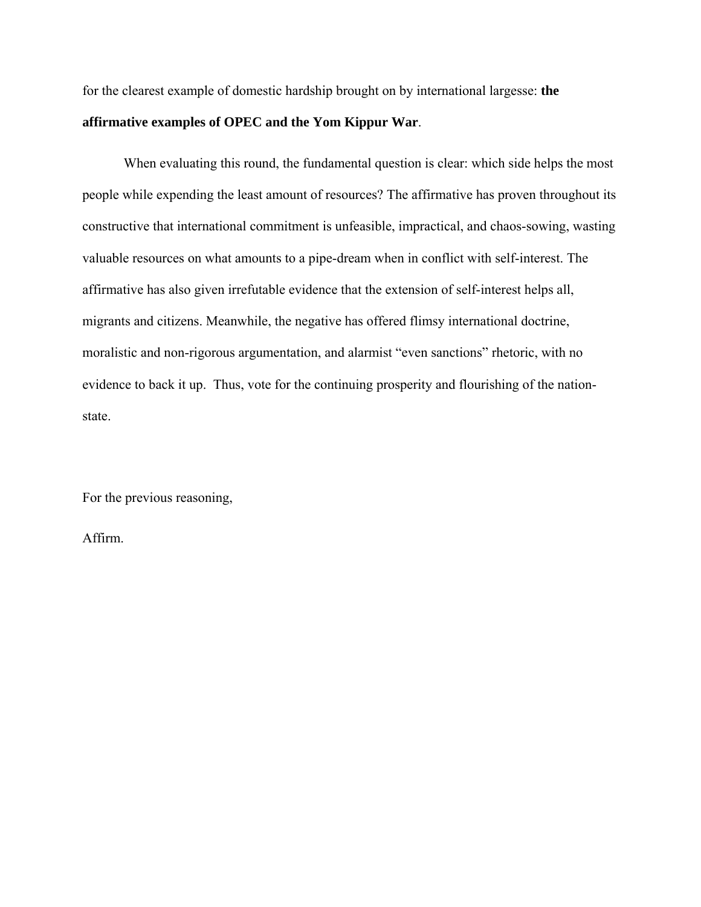for the clearest example of domestic hardship brought on by international largesse: **the affirmative examples of OPEC and the Yom Kippur War**.

When evaluating this round, the fundamental question is clear: which side helps the most people while expending the least amount of resources? The affirmative has proven throughout its constructive that international commitment is unfeasible, impractical, and chaos-sowing, wasting valuable resources on what amounts to a pipe-dream when in conflict with self-interest. The affirmative has also given irrefutable evidence that the extension of self-interest helps all, migrants and citizens. Meanwhile, the negative has offered flimsy international doctrine, moralistic and non-rigorous argumentation, and alarmist "even sanctions" rhetoric, with no evidence to back it up. Thus, vote for the continuing prosperity and flourishing of the nation-state.

For the previous reasoning,

Affirm.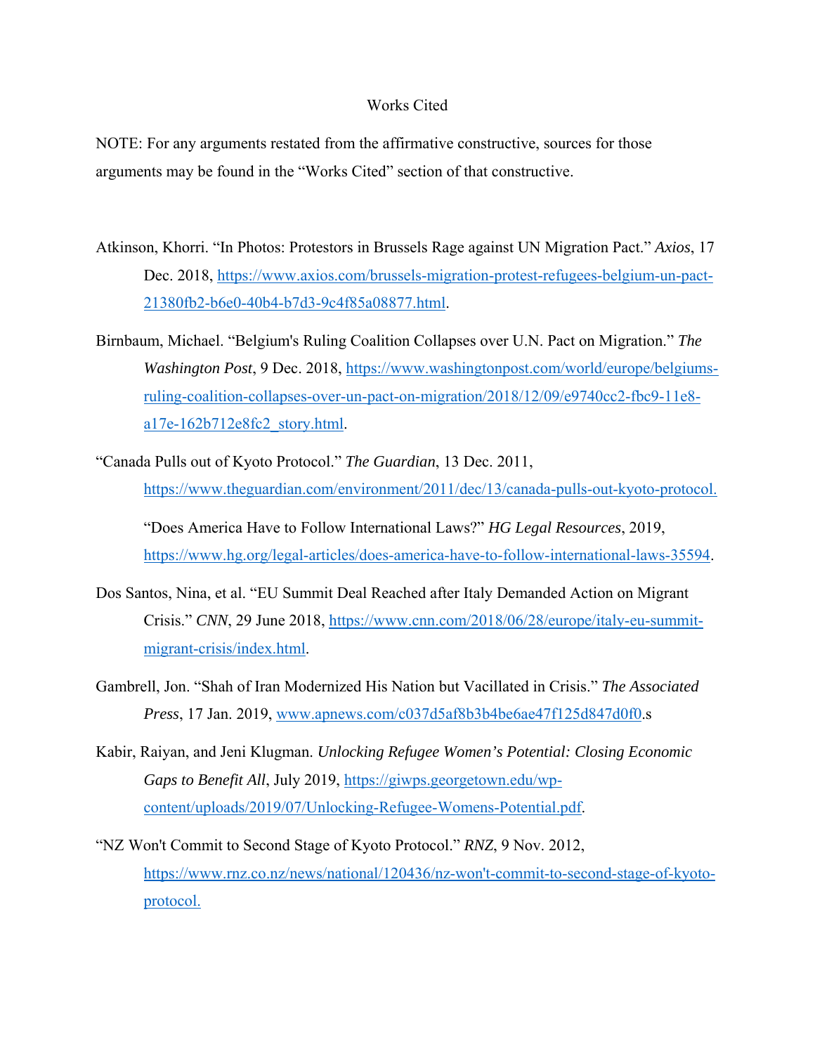# Works Cited

NOTE: For any arguments restated from the affirmative constructive, sources for those arguments may be found in the "Works Cited" section of that constructive.

Atkinson, Khorri. "In Photos: Protestors in Brussels Rage against UN Migration Pact." *Axios*, 17 Dec. 2018, https://www.axios.com/brussels-migration-protest-refugees-belgium-un-pact-21380fb2-b6e0-40b4-b7d3-9c4f85a08877.html.

Birnbaum, Michael. "Belgium's Ruling Coalition Collapses over U.N. Pact on Migration." *The Washington Post*, 9 Dec. 2018, https://www.washingtonpost.com/world/europe/belgiums-ruling-coalition-collapses-over-un-pact-on-migration/2018/12/09/e9740cc2-fbc9-11e8-a17e-162b712e8fc2_story.html.

"Canada Pulls out of Kyoto Protocol." *The Guardian*, 13 Dec. 2011, https://www.theguardian.com/environment/2011/dec/13/canada-pulls-out-kyoto-protocol.

"Does America Have to Follow International Laws?" *HG Legal Resources*, 2019, https://www.hg.org/legal-articles/does-america-have-to-follow-international-laws-35594.

Dos Santos, Nina, et al. "EU Summit Deal Reached after Italy Demanded Action on Migrant Crisis." *CNN*, 29 June 2018, https://www.cnn.com/2018/06/28/europe/italy-eu-summit-migrant-crisis/index.html.

Gambrell, Jon. "Shah of Iran Modernized His Nation but Vacillated in Crisis." *The Associated Press*, 17 Jan. 2019, www.apnews.com/c037d5af8b3b4be6ae47f125d847d0f0.s

Kabir, Raiyan, and Jeni Klugman. *Unlocking Refugee Women's Potential: Closing Economic Gaps to Benefit All*, July 2019, https://giwps.georgetown.edu/wp-content/uploads/2019/07/Unlocking-Refugee-Womens-Potential.pdf.

"NZ Won't Commit to Second Stage of Kyoto Protocol." *RNZ*, 9 Nov. 2012, https://www.rnz.co.nz/news/national/120436/nz-won't-commit-to-second-stage-of-kyoto-protocol.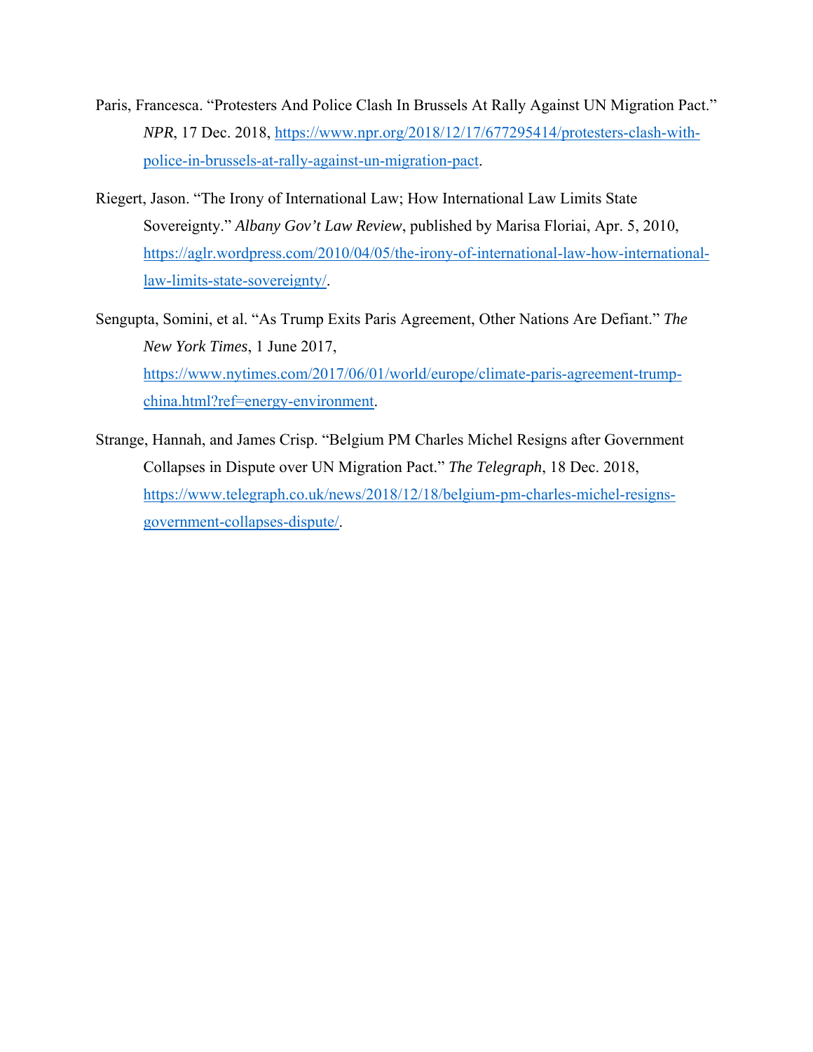Paris, Francesca. “Protesters And Police Clash In Brussels At Rally Against UN Migration Pact.” *NPR*, 17 Dec. 2018, https://www.npr.org/2018/12/17/677295414/protesters-clash-with-police-in-brussels-at-rally-against-un-migration-pact.

Riegert, Jason. “The Irony of International Law; How International Law Limits State Sovereignty.” *Albany Gov’t Law Review*, published by Marisa Floriai, Apr. 5, 2010, https://aglr.wordpress.com/2010/04/05/the-irony-of-international-law-how-international-law-limits-state-sovereignty/.

Sengupta, Somini, et al. “As Trump Exits Paris Agreement, Other Nations Are Defiant.” *The New York Times*, 1 June 2017, https://www.nytimes.com/2017/06/01/world/europe/climate-paris-agreement-trump-china.html?ref=energy-environment.

Strange, Hannah, and James Crisp. “Belgium PM Charles Michel Resigns after Government Collapses in Dispute over UN Migration Pact.” *The Telegraph*, 18 Dec. 2018, https://www.telegraph.co.uk/news/2018/12/18/belgium-pm-charles-michel-resigns-government-collapses-dispute/.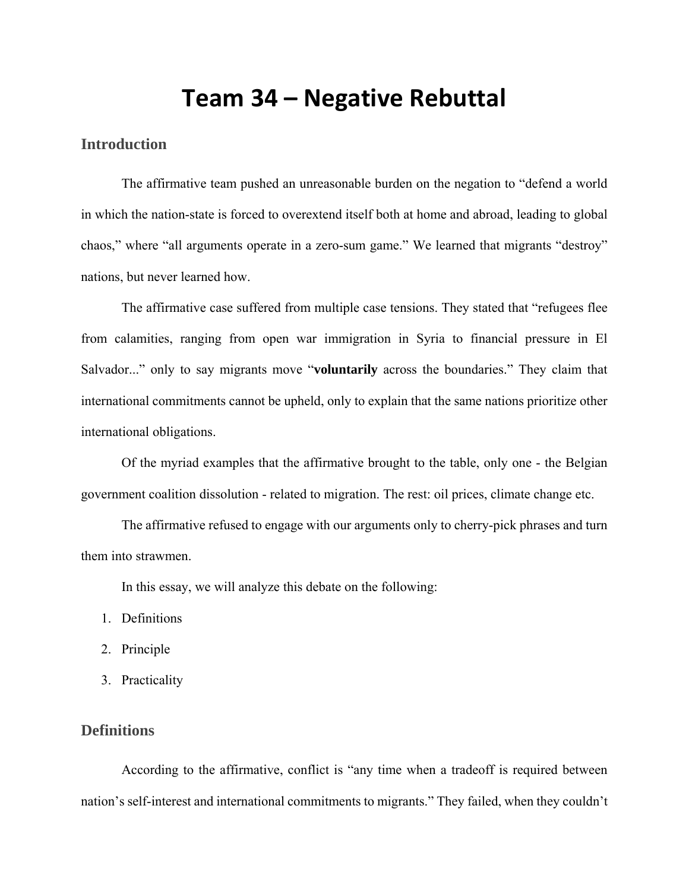# Team 34 – Negative Rebuttal

## Introduction

The affirmative team pushed an unreasonable burden on the negation to "defend a world in which the nation-state is forced to overextend itself both at home and abroad, leading to global chaos," where "all arguments operate in a zero-sum game." We learned that migrants "destroy" nations, but never learned how.

The affirmative case suffered from multiple case tensions. They stated that "refugees flee from calamities, ranging from open war immigration in Syria to financial pressure in El Salvador..." only to say migrants move "**voluntarily** across the boundaries." They claim that international commitments cannot be upheld, only to explain that the same nations prioritize other international obligations.

Of the myriad examples that the affirmative brought to the table, only one - the Belgian government coalition dissolution - related to migration. The rest: oil prices, climate change etc.

The affirmative refused to engage with our arguments only to cherry-pick phrases and turn them into strawmen.

In this essay, we will analyze this debate on the following:

1. Definitions
2. Principle
3. Practicality

## Definitions

According to the affirmative, conflict is "any time when a tradeoff is required between nation's self-interest and international commitments to migrants." They failed, when they couldn't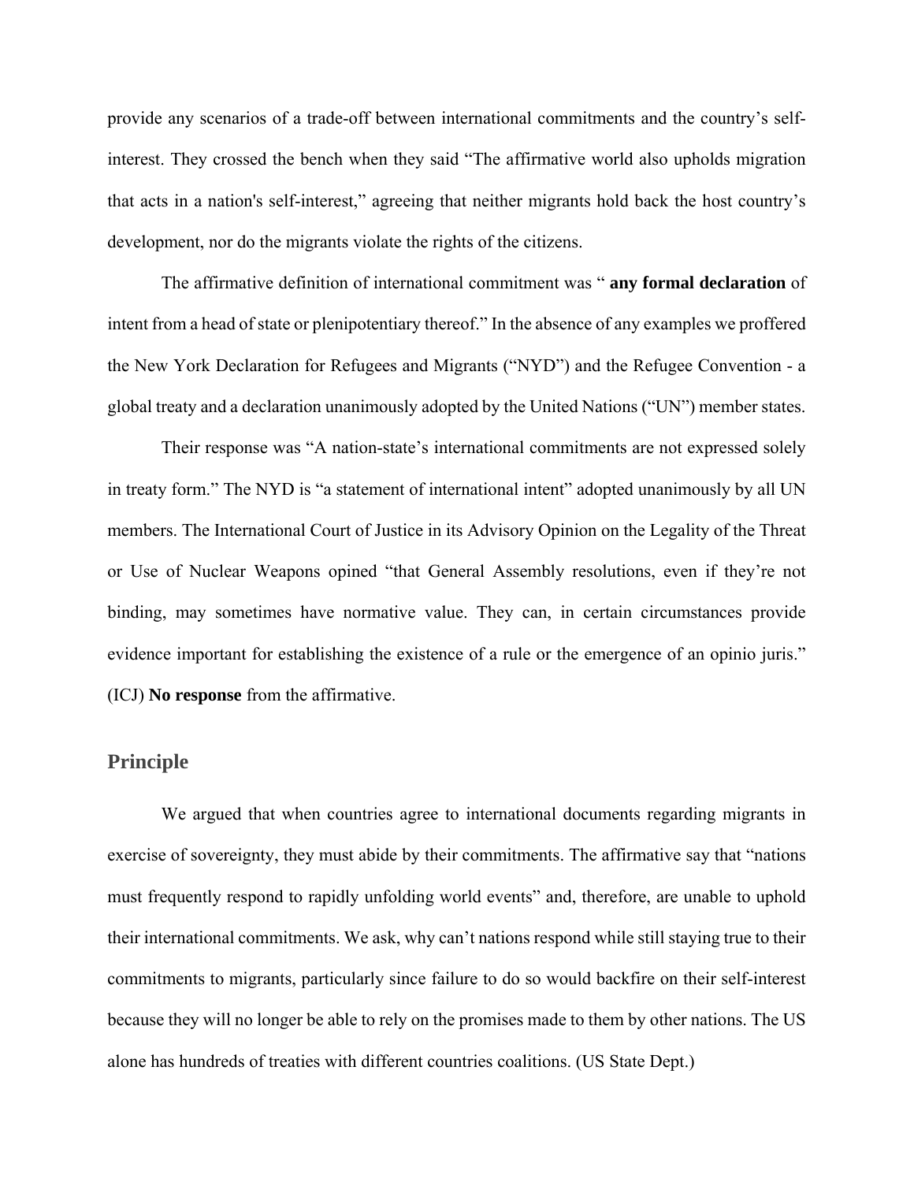provide any scenarios of a trade-off between international commitments and the country's self-interest. They crossed the bench when they said "The affirmative world also upholds migration that acts in a nation's self-interest," agreeing that neither migrants hold back the host country's development, nor do the migrants violate the rights of the citizens.

The affirmative definition of international commitment was " **any formal declaration** of intent from a head of state or plenipotentiary thereof." In the absence of any examples we proffered the New York Declaration for Refugees and Migrants ("NYD") and the Refugee Convention - a global treaty and a declaration unanimously adopted by the United Nations ("UN") member states.

Their response was "A nation-state's international commitments are not expressed solely in treaty form." The NYD is "a statement of international intent" adopted unanimously by all UN members. The International Court of Justice in its Advisory Opinion on the Legality of the Threat or Use of Nuclear Weapons opined "that General Assembly resolutions, even if they're not binding, may sometimes have normative value. They can, in certain circumstances provide evidence important for establishing the existence of a rule or the emergence of an opinio juris." (ICJ) **No response** from the affirmative.

## Principle

We argued that when countries agree to international documents regarding migrants in exercise of sovereignty, they must abide by their commitments. The affirmative say that "nations must frequently respond to rapidly unfolding world events" and, therefore, are unable to uphold their international commitments. We ask, why can't nations respond while still staying true to their commitments to migrants, particularly since failure to do so would backfire on their self-interest because they will no longer be able to rely on the promises made to them by other nations. The US alone has hundreds of treaties with different countries coalitions. (US State Dept.)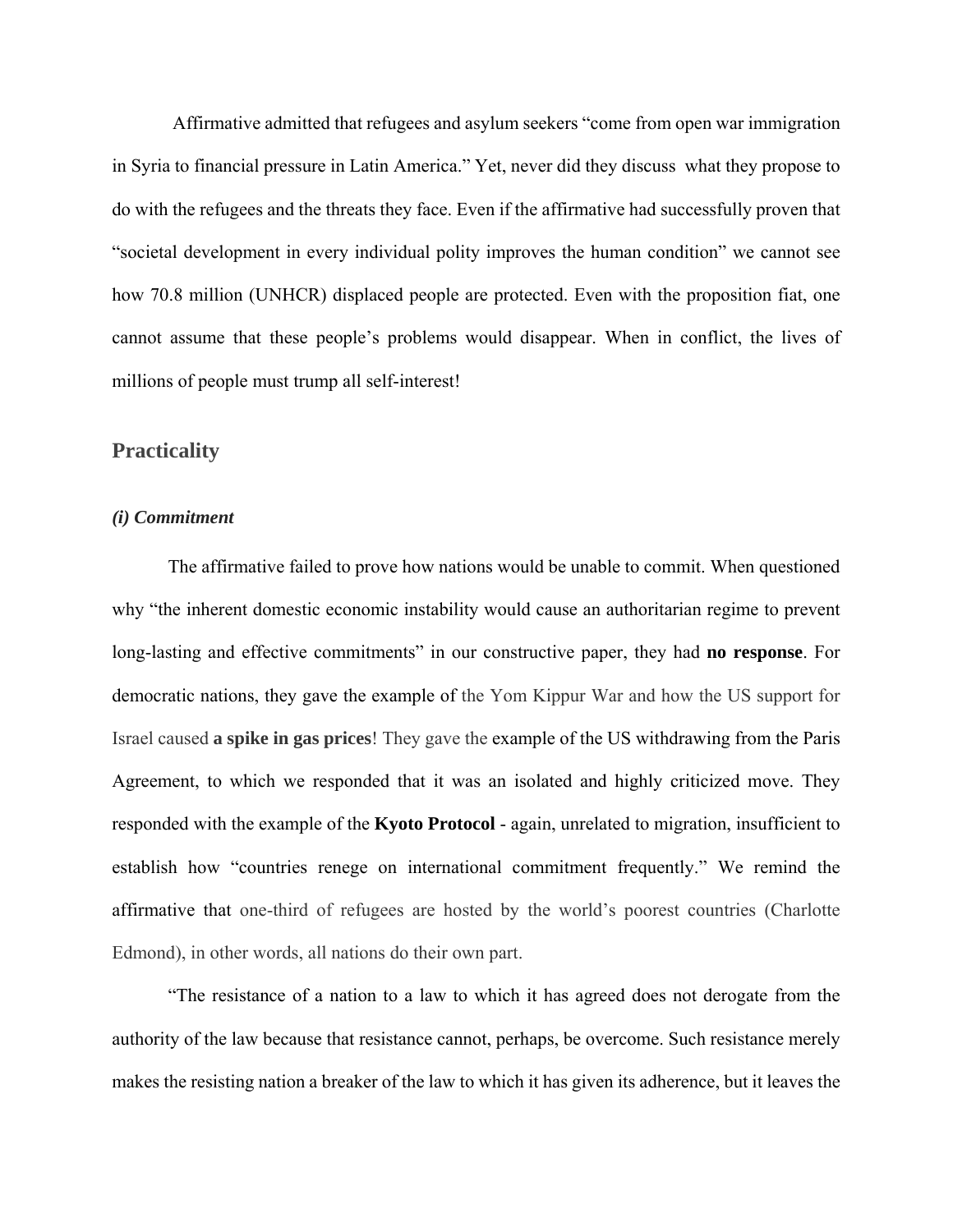Affirmative admitted that refugees and asylum seekers "come from open war immigration in Syria to financial pressure in Latin America." Yet, never did they discuss what they propose to do with the refugees and the threats they face. Even if the affirmative had successfully proven that "societal development in every individual polity improves the human condition" we cannot see how 70.8 million (UNHCR) displaced people are protected. Even with the proposition fiat, one cannot assume that these people's problems would disappear. When in conflict, the lives of millions of people must trump all self-interest!

## Practicality

### *(i) Commitment*

The affirmative failed to prove how nations would be unable to commit. When questioned why "the inherent domestic economic instability would cause an authoritarian regime to prevent long-lasting and effective commitments" in our constructive paper, they had **no response**. For democratic nations, they gave the example of the Yom Kippur War and how the US support for Israel caused **a spike in gas prices**! They gave the example of the US withdrawing from the Paris Agreement, to which we responded that it was an isolated and highly criticized move. They responded with the example of the **Kyoto Protocol** - again, unrelated to migration, insufficient to establish how "countries renege on international commitment frequently." We remind the affirmative that one-third of refugees are hosted by the world's poorest countries (Charlotte Edmond), in other words, all nations do their own part.

"The resistance of a nation to a law to which it has agreed does not derogate from the authority of the law because that resistance cannot, perhaps, be overcome. Such resistance merely makes the resisting nation a breaker of the law to which it has given its adherence, but it leaves the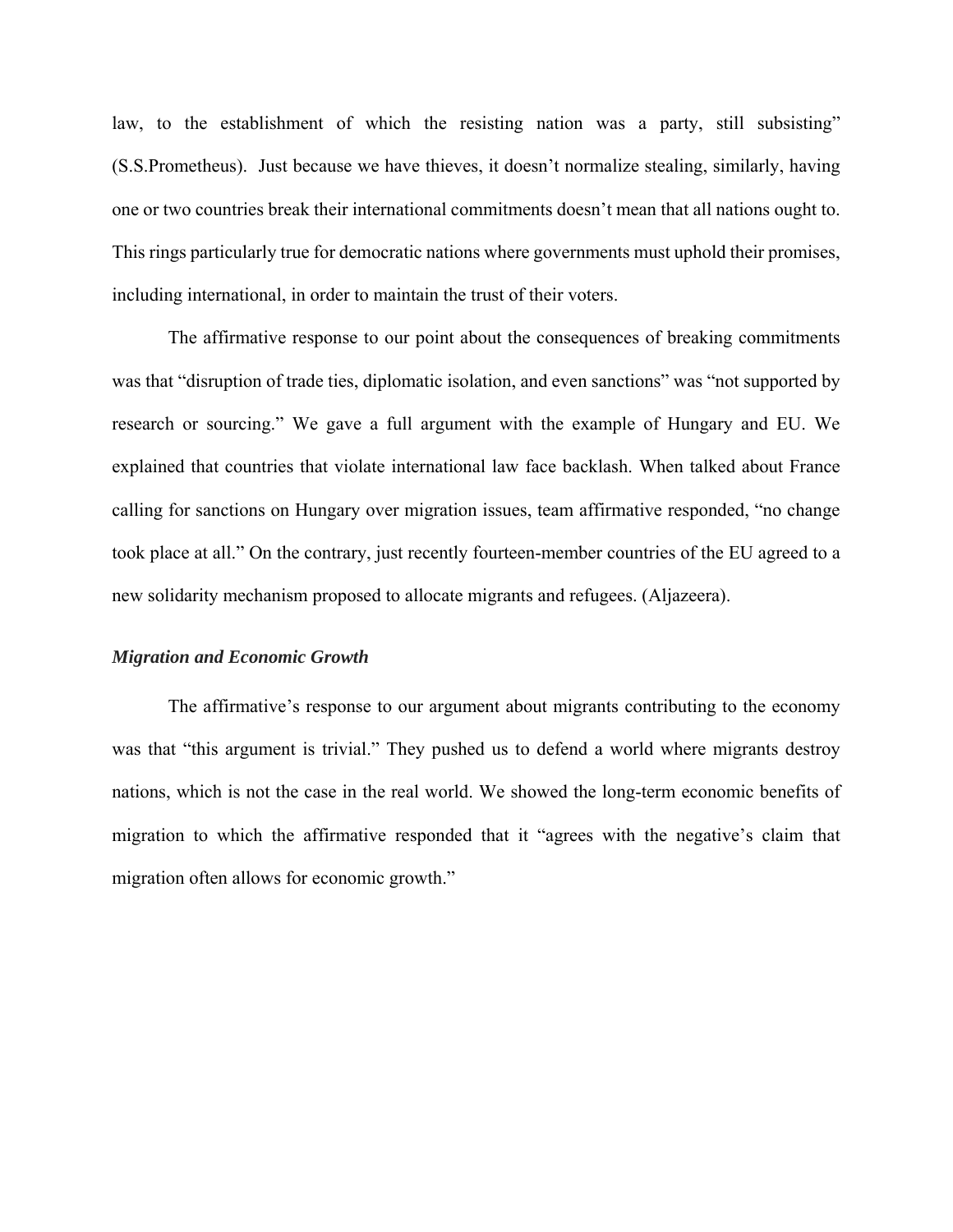law, to the establishment of which the resisting nation was a party, still subsisting" (S.S.Prometheus). Just because we have thieves, it doesn't normalize stealing, similarly, having one or two countries break their international commitments doesn't mean that all nations ought to. This rings particularly true for democratic nations where governments must uphold their promises, including international, in order to maintain the trust of their voters.

The affirmative response to our point about the consequences of breaking commitments was that "disruption of trade ties, diplomatic isolation, and even sanctions" was "not supported by research or sourcing." We gave a full argument with the example of Hungary and EU. We explained that countries that violate international law face backlash. When talked about France calling for sanctions on Hungary over migration issues, team affirmative responded, "no change took place at all." On the contrary, just recently fourteen-member countries of the EU agreed to a new solidarity mechanism proposed to allocate migrants and refugees. (Aljazeera).

***Migration and Economic Growth***

The affirmative's response to our argument about migrants contributing to the economy was that "this argument is trivial." They pushed us to defend a world where migrants destroy nations, which is not the case in the real world. We showed the long-term economic benefits of migration to which the affirmative responded that it "agrees with the negative's claim that migration often allows for economic growth."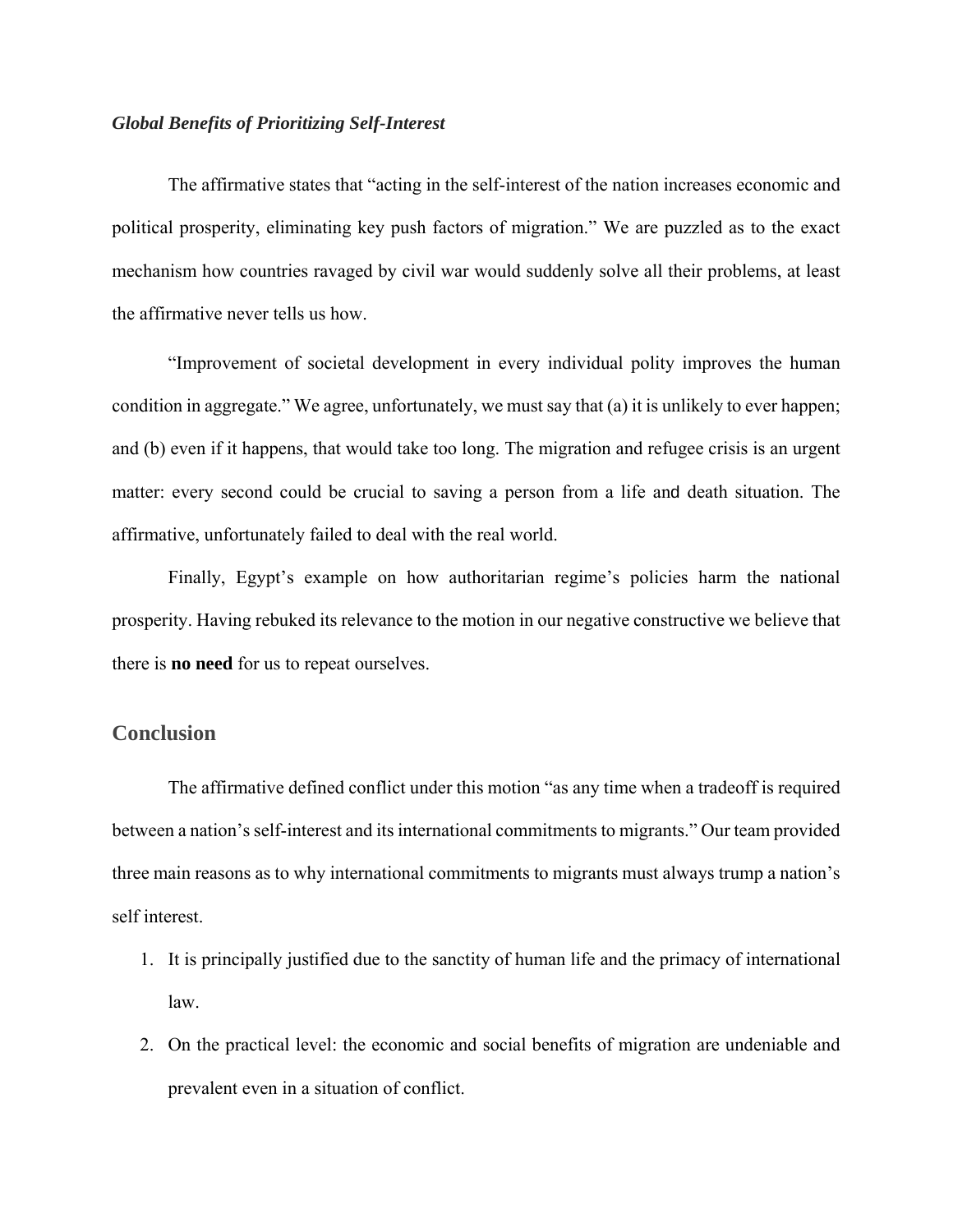### *Global Benefits of Prioritizing Self-Interest*

The affirmative states that "acting in the self-interest of the nation increases economic and political prosperity, eliminating key push factors of migration." We are puzzled as to the exact mechanism how countries ravaged by civil war would suddenly solve all their problems, at least the affirmative never tells us how.

"Improvement of societal development in every individual polity improves the human condition in aggregate." We agree, unfortunately, we must say that (a) it is unlikely to ever happen; and (b) even if it happens, that would take too long. The migration and refugee crisis is an urgent matter: every second could be crucial to saving a person from a life and death situation. The affirmative, unfortunately failed to deal with the real world.

Finally, Egypt's example on how authoritarian regime's policies harm the national prosperity. Having rebuked its relevance to the motion in our negative constructive we believe that there is **no need** for us to repeat ourselves.

## Conclusion

The affirmative defined conflict under this motion "as any time when a tradeoff is required between a nation's self-interest and its international commitments to migrants." Our team provided three main reasons as to why international commitments to migrants must always trump a nation's self interest.

1. It is principally justified due to the sanctity of human life and the primacy of international law.
2. On the practical level: the economic and social benefits of migration are undeniable and prevalent even in a situation of conflict.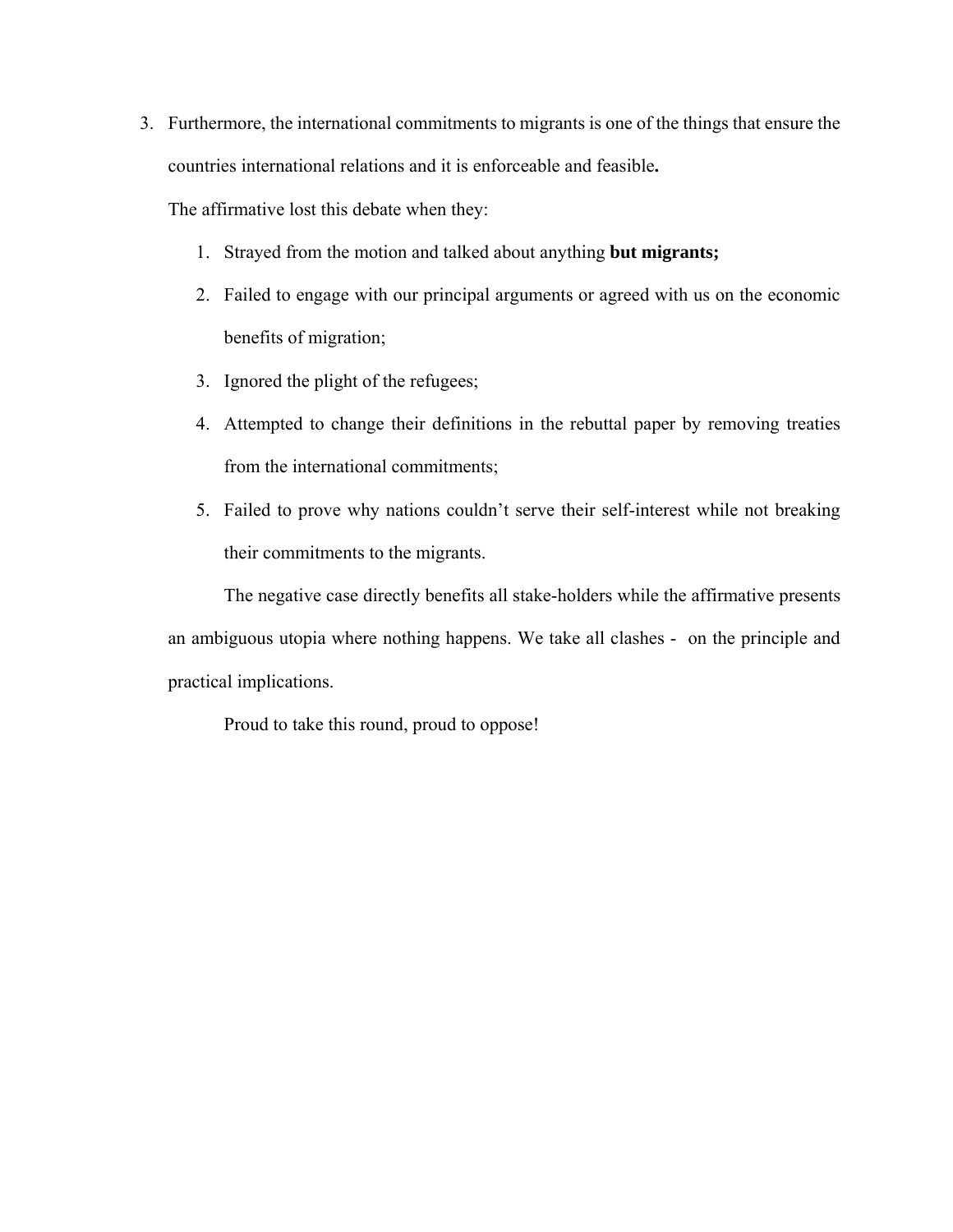3. Furthermore, the international commitments to migrants is one of the things that ensure the countries international relations and it is enforceable and feasible**.**

   The affirmative lost this debate when they:

   1. Strayed from the motion and talked about anything **but migrants;**
   2. Failed to engage with our principal arguments or agreed with us on the economic benefits of migration;
   3. Ignored the plight of the refugees;
   4. Attempted to change their definitions in the rebuttal paper by removing treaties from the international commitments;
   5. Failed to prove why nations couldn't serve their self-interest while not breaking their commitments to the migrants.

   The negative case directly benefits all stake-holders while the affirmative presents an ambiguous utopia where nothing happens. We take all clashes - on the principle and practical implications.

   Proud to take this round, proud to oppose!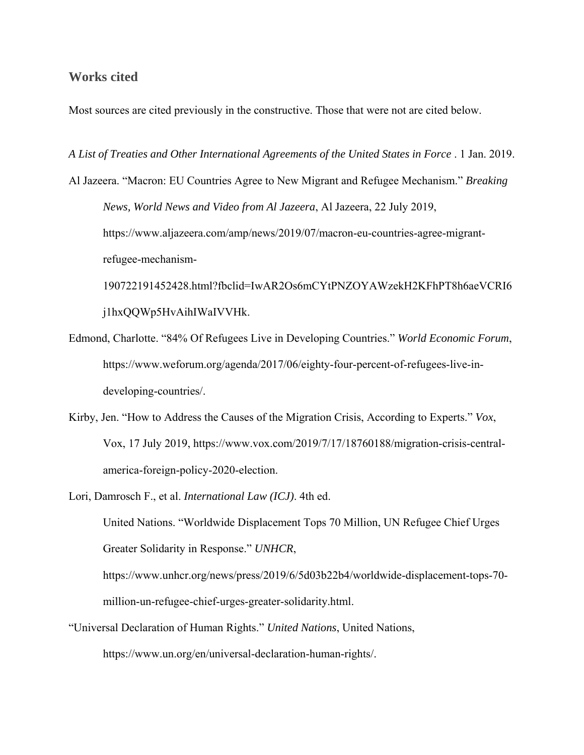## Works cited

Most sources are cited previously in the constructive. Those that were not are cited below.

*A List of Treaties and Other International Agreements of the United States in Force* . 1 Jan. 2019.

Al Jazeera. "Macron: EU Countries Agree to New Migrant and Refugee Mechanism." *Breaking News, World News and Video from Al Jazeera*, Al Jazeera, 22 July 2019, https://www.aljazeera.com/amp/news/2019/07/macron-eu-countries-agree-migrant-refugee-mechanism-190722191452428.html?fbclid=IwAR2Os6mCYtPNZOYAWzekH2KFhPT8h6aeVCRI6j1hxQQWp5HvAihIWaIVVHk.

Edmond, Charlotte. "84% Of Refugees Live in Developing Countries." *World Economic Forum*, https://www.weforum.org/agenda/2017/06/eighty-four-percent-of-refugees-live-in-developing-countries/.

Kirby, Jen. "How to Address the Causes of the Migration Crisis, According to Experts." *Vox*, Vox, 17 July 2019, https://www.vox.com/2019/7/17/18760188/migration-crisis-central-america-foreign-policy-2020-election.

Lori, Damrosch F., et al. *International Law (ICJ)*. 4th ed.

United Nations. "Worldwide Displacement Tops 70 Million, UN Refugee Chief Urges Greater Solidarity in Response." *UNHCR*, https://www.unhcr.org/news/press/2019/6/5d03b22b4/worldwide-displacement-tops-70-million-un-refugee-chief-urges-greater-solidarity.html.

"Universal Declaration of Human Rights." *United Nations*, United Nations, https://www.un.org/en/universal-declaration-human-rights/.